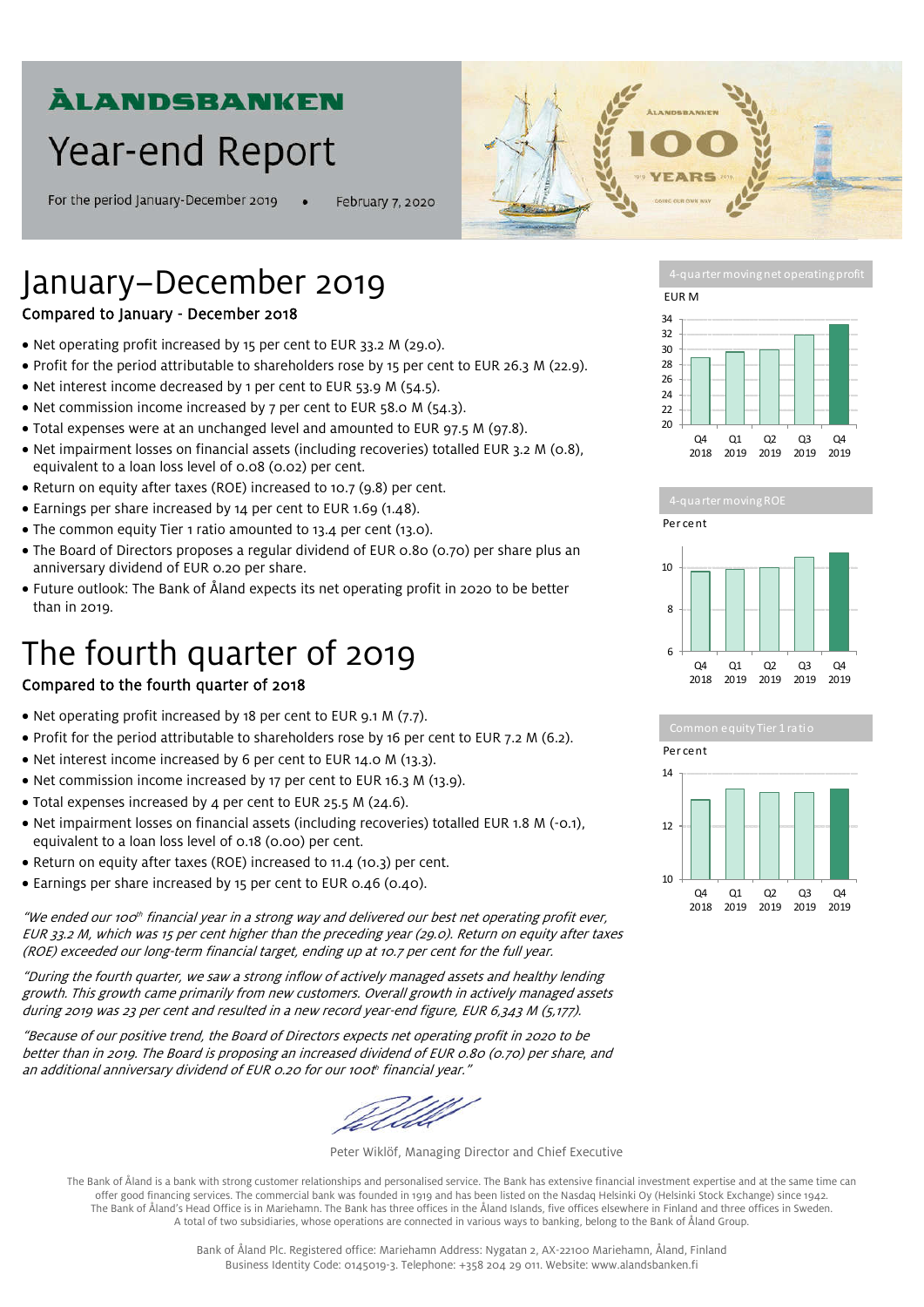# ÅLANDSBANKEN

# Year-end Report

For the period January-December 2019 • February 7, 2020

## January–December 2019

### Compared to January - December 2018

- Net operating profit increased by 15 per cent to EUR 33.2 M (29.0).
- Profit for the period attributable to shareholders rose by 15 per cent to EUR 26.3 M (22.9).
- Net interest income decreased by 1 per cent to EUR 53.9 M (54.5).
- Net commission income increased by 7 per cent to EUR 58.0 M (54.3).
- Total expenses were at an unchanged level and amounted to EUR 97.5 M (97.8).
- Net impairment losses on financial assets (including recoveries) totalled EUR 3.2 M (0.8), equivalent to a loan loss level of 0.08 (0.02) per cent.
- Return on equity after taxes (ROE) increased to 10.7 (9.8) per cent.
- Earnings per share increased by 14 per cent to EUR 1.69 (1.48).
- The common equity Tier 1 ratio amounted to 13.4 per cent (13.0).
- The Board of Directors proposes a regular dividend of EUR 0.80 (0.70) per share plus an anniversary dividend of EUR 0.20 per share.
- Future outlook: The Bank of Åland expects its net operating profit in 2020 to be better than in 2019.

## The fourth quarter of 2019

### Compared to the fourth quarter of 2018

- Net operating profit increased by 18 per cent to EUR 9.1 M (7.7).
- Profit for the period attributable to shareholders rose by 16 per cent to EUR 7.2 M (6.2).
- Net interest income increased by 6 per cent to EUR 14.0 M (13.3).
- Net commission income increased by 17 per cent to EUR 16.3 M (13.9).
- Total expenses increased by 4 per cent to EUR 25.5 M (24.6).
- Net impairment losses on financial assets (including recoveries) totalled EUR 1.8 M (-0.1), equivalent to a loan loss level of 0.18 (0.00) per cent.
- Return on equity after taxes (ROE) increased to 11.4 (10.3) per cent.
- Earnings per share increased by 15 per cent to EUR 0.46 (0.40).

*"We ended our 100th financial year in a strong way and delivered our best net operating profit ever, EUR 33.2 M, which was 15 per cent higher than the preceding year (29.0). Return on equity after taxes (ROE) exceeded our long-term financial target, ending up at 10.7 per cent for the full year.*

*"During the fourth quarter, we saw a strong inflow of actively managed assets and healthy lending growth. This growth came primarily from new customers. Overall growth in actively managed assets during 2019 was 23 per cent and resulted in a new record year-end figure, EUR 6,343 M (5,177).*

*"Because of our positive trend, the Board of Directors expects net operating profit in 2020 to be better than in 2019. The Board is proposing an increased dividend of EUR 0.80 (0.70) per share, and an additional anniversary dividend of EUR 0.20 for our 100th financial year."*

Peter Wiklöf, Managing Director and Chief Executive

**4-quarter moving net operating profit**

EUR M

| | Q4 2018 | Q1 2019 | Q2 2019 | Q3 2019 | Q4 2019 |
|---|---|---|---|---|---|
| EUR M | 29.0 | 29.6 | 29.9 | 31.8 | 33.2 |

**4-quarter moving ROE**

Percent

| | Q4 2018 | Q1 2019 | Q2 2019 | Q3 2019 | Q4 2019 |
|---|---|---|---|---|---|
| Percent | 9.8 | 9.9 | 10.0 | 10.5 | 10.7 |

**Common equity Tier 1 ratio**

Percent

| | Q4 2018 | Q1 2019 | Q2 2019 | Q3 2019 | Q4 2019 |
|---|---|---|---|---|---|
| Percent | 13.0 | 13.4 | 13.3 | 13.3 | 13.4 |

The Bank of Åland is a bank with strong customer relationships and personalised service. The Bank has extensive financial investment expertise and at the same time can offer good financing services. The commercial bank was founded in 1919 and has been listed on the Nasdaq Helsinki Oy (Helsinki Stock Exchange) since 1942. The Bank of Åland's Head Office is in Mariehamn. The Bank has three offices in the Åland Islands, five offices elsewhere in Finland and three offices in Sweden. A total of two subsidiaries, whose operations are connected in various ways to banking, belong to the Bank of Åland Group.

Bank of Åland Plc. Registered office: Mariehamn Address: Nygatan 2, AX-22100 Mariehamn, Åland, Finland
Business Identity Code: 0145019-3. Telephone: +358 204 29 011. Website: www.alandsbanken.fi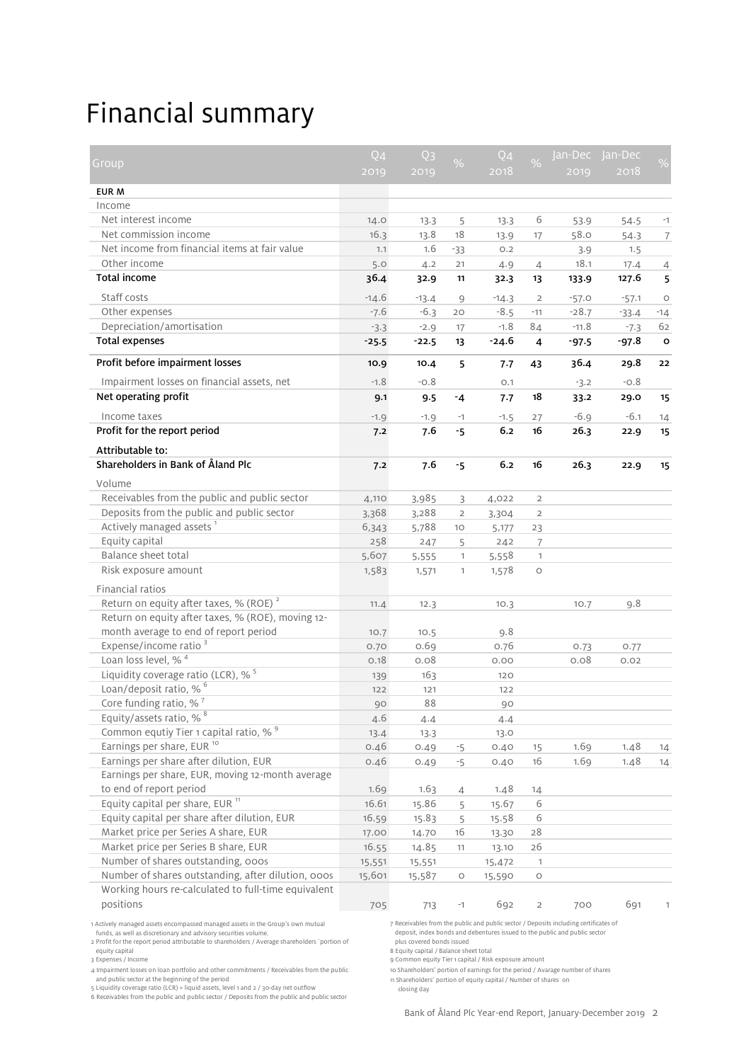# Financial summary

| Group | Q4 2019 | Q3 2019 | % | Q4 2018 | % | Jan-Dec 2019 | Jan-Dec 2018 | % |
|---|---|---|---|---|---|---|---|---|
| **EUR M** | | | | | | | | |
| Income | | | | | | | | |
| Net interest income | 14.0 | 13.3 | 5 | 13.3 | 6 | 53.9 | 54.5 | -1 |
| Net commission income | 16.3 | 13.8 | 18 | 13.9 | 17 | 58.0 | 54.3 | 7 |
| Net income from financial items at fair value | 1.1 | 1.6 | -33 | 0.2 | | 3.9 | 1.5 | |
| Other income | 5.0 | 4.2 | 21 | 4.9 | 4 | 18.1 | 17.4 | 4 |
| **Total income** | **36.4** | **32.9** | **11** | **32.3** | **13** | **133.9** | **127.6** | **5** |
| Staff costs | -14.6 | -13.4 | 9 | -14.3 | 2 | -57.0 | -57.1 | 0 |
| Other expenses | -7.6 | -6.3 | 20 | -8.5 | -11 | -28.7 | -33.4 | -14 |
| Depreciation/amortisation | -3.3 | -2.9 | 17 | -1.8 | 84 | -11.8 | -7.3 | 62 |
| **Total expenses** | **-25.5** | **-22.5** | **13** | **-24.6** | **4** | **-97.5** | **-97.8** | **0** |
| **Profit before impairment losses** | **10.9** | **10.4** | **5** | **7.7** | **43** | **36.4** | **29.8** | **22** |
| Impairment losses on financial assets, net | -1.8 | -0.8 | | 0.1 | | -3.2 | -0.8 | |
| **Net operating profit** | **9.1** | **9.5** | **-4** | **7.7** | **18** | **33.2** | **29.0** | **15** |
| Income taxes | -1.9 | -1.9 | -1 | -1.5 | 27 | -6.9 | -6.1 | 14 |
| **Profit for the report period** | **7.2** | **7.6** | **-5** | **6.2** | **16** | **26.3** | **22.9** | **15** |
| **Attributable to:** | | | | | | | | |
| **Shareholders in Bank of Åland Plc** | **7.2** | **7.6** | **-5** | **6.2** | **16** | **26.3** | **22.9** | **15** |
| Volume | | | | | | | | |
| Receivables from the public and public sector | 4,110 | 3,985 | 3 | 4,022 | 2 | | | |
| Deposits from the public and public sector | 3,368 | 3,288 | 2 | 3,304 | 2 | | | |
| Actively managed assets [1] | 6,343 | 5,788 | 10 | 5,177 | 23 | | | |
| Equity capital | 258 | 247 | 5 | 242 | 7 | | | |
| Balance sheet total | 5,607 | 5,555 | 1 | 5,558 | 1 | | | |
| Risk exposure amount | 1,583 | 1,571 | 1 | 1,578 | 0 | | | |
| Financial ratios | | | | | | | | |
| Return on equity after taxes, % (ROE) [2] | 11.4 | 12.3 | | 10.3 | | 10.7 | 9.8 | |
| Return on equity after taxes, % (ROE), moving 12-month average to end of report period | 10.7 | 10.5 | | 9.8 | | | | |
| Expense/income ratio [3] | 0.70 | 0.69 | | 0.76 | | 0.73 | 0.77 | |
| Loan loss level, % [4] | 0.18 | 0.08 | | 0.00 | | 0.08 | 0.02 | |
| Liquidity coverage ratio (LCR), % [5] | 139 | 163 | | 120 | | | | |
| Loan/deposit ratio, % [6] | 122 | 121 | | 122 | | | | |
| Core funding ratio, % [7] | 90 | 88 | | 90 | | | | |
| Equity/assets ratio, % [8] | 4.6 | 4.4 | | 4.4 | | | | |
| Common equtiy Tier 1 capital ratio, % [9] | 13.4 | 13.3 | | 13.0 | | | | |
| Earnings per share, EUR [10] | 0.46 | 0.49 | -5 | 0.40 | 15 | 1.69 | 1.48 | 14 |
| Earnings per share after dilution, EUR | 0.46 | 0.49 | -5 | 0.40 | 16 | 1.69 | 1.48 | 14 |
| Earnings per share, EUR, moving 12-month average to end of report period | 1.69 | 1.63 | 4 | 1.48 | 14 | | | |
| Equity capital per share, EUR [11] | 16.61 | 15.86 | 5 | 15.67 | 6 | | | |
| Equity capital per share after dilution, EUR | 16.59 | 15.83 | 5 | 15.58 | 6 | | | |
| Market price per Series A share, EUR | 17.00 | 14.70 | 16 | 13.30 | 28 | | | |
| Market price per Series B share, EUR | 16.55 | 14.85 | 11 | 13.10 | 26 | | | |
| Number of shares outstanding, 000s | 15,551 | 15,551 | | 15,472 | 1 | | | |
| Number of shares outstanding, after dilution, 000s | 15,601 | 15,587 | 0 | 15,590 | 0 | | | |
| Working hours re-calculated to full-time equivalent positions | 705 | 713 | -1 | 692 | 2 | 700 | 691 | 1 |

1 Actively managed assets encompassed managed assets in the Group's own mutual funds, as well as discretionary and advisory securities volume.
2 Profit for the report period attributable to shareholders / Average shareholders´portion of equity capital
3 Expenses / Income
4 Impairment losses on loan portfolio and other commitments / Receivables from the public and public sector at the beginning of the period
5 Liquidity coverage ratio (LCR) = liquid assets, level 1 and 2 / 30-day net outflow
6 Receivables from the public and public sector / Deposits from the public and public sector
7 Receivables from the public and public sector / Deposits including certificates of deposit, index bonds and debentures issued to the public and public sector plus covered bonds issued
8 Equity capital / Balance sheet total
9 Common equity Tier 1 capital / Risk exposure amount
10 Shareholders' portion of earnings for the period / Avarage number of shares
11 Shareholders' portion of equity capital / Number of shares on closing day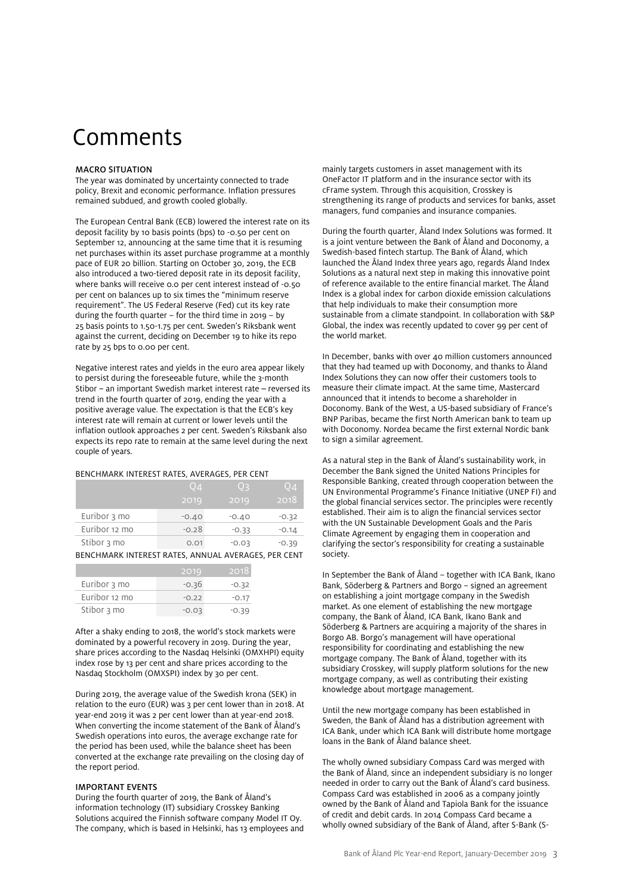# Comments

## MACRO SITUATION

The year was dominated by uncertainty connected to trade policy, Brexit and economic performance. Inflation pressures remained subdued, and growth cooled globally.

The European Central Bank (ECB) lowered the interest rate on its deposit facility by 10 basis points (bps) to -0.50 per cent on September 12, announcing at the same time that it is resuming net purchases within its asset purchase programme at a monthly pace of EUR 20 billion. Starting on October 30, 2019, the ECB also introduced a two-tiered deposit rate in its deposit facility, where banks will receive 0.0 per cent interest instead of -0.50 per cent on balances up to six times the "minimum reserve requirement". The US Federal Reserve (Fed) cut its key rate during the fourth quarter – for the third time in 2019 – by 25 basis points to 1.50-1.75 per cent. Sweden's Riksbank went against the current, deciding on December 19 to hike its repo rate by 25 bps to 0.00 per cent.

Negative interest rates and yields in the euro area appear likely to persist during the foreseeable future, while the 3-month Stibor – an important Swedish market interest rate – reversed its trend in the fourth quarter of 2019, ending the year with a positive average value. The expectation is that the ECB's key interest rate will remain at current or lower levels until the inflation outlook approaches 2 per cent. Sweden's Riksbank also expects its repo rate to remain at the same level during the next couple of years.

BENCHMARK INTEREST RATES, AVERAGES, PER CENT

| | Q4 2019 | Q3 2019 | Q4 2018 |
|---|---|---|---|
| Euribor 3 mo | -0.40 | -0.40 | -0.32 |
| Euribor 12 mo | -0.28 | -0.33 | -0.14 |
| Stibor 3 mo | 0.01 | -0.03 | -0.39 |

BENCHMARK INTEREST RATES, ANNUAL AVERAGES, PER CENT

| | 2019 | 2018 |
|---|---|---|
| Euribor 3 mo | -0.36 | -0.32 |
| Euribor 12 mo | -0.22 | -0.17 |
| Stibor 3 mo | -0.03 | -0.39 |

After a shaky ending to 2018, the world's stock markets were dominated by a powerful recovery in 2019. During the year, share prices according to the Nasdaq Helsinki (OMXHPI) equity index rose by 13 per cent and share prices according to the Nasdaq Stockholm (OMXSPI) index by 30 per cent.

During 2019, the average value of the Swedish krona (SEK) in relation to the euro (EUR) was 3 per cent lower than in 2018. At year-end 2019 it was 2 per cent lower than at year-end 2018. When converting the income statement of the Bank of Åland's Swedish operations into euros, the average exchange rate for the period has been used, while the balance sheet has been converted at the exchange rate prevailing on the closing day of the report period.

## IMPORTANT EVENTS

During the fourth quarter of 2019, the Bank of Åland's information technology (IT) subsidiary Crosskey Banking Solutions acquired the Finnish software company Model IT Oy. The company, which is based in Helsinki, has 13 employees and mainly targets customers in asset management with its OneFactor IT platform and in the insurance sector with its cFrame system. Through this acquisition, Crosskey is strengthening its range of products and services for banks, asset managers, fund companies and insurance companies.

During the fourth quarter, Åland Index Solutions was formed. It is a joint venture between the Bank of Åland and Doconomy, a Swedish-based fintech startup. The Bank of Åland, which launched the Åland Index three years ago, regards Åland Index Solutions as a natural next step in making this innovative point of reference available to the entire financial market. The Åland Index is a global index for carbon dioxide emission calculations that help individuals to make their consumption more sustainable from a climate standpoint. In collaboration with S&P Global, the index was recently updated to cover 99 per cent of the world market.

In December, banks with over 40 million customers announced that they had teamed up with Doconomy, and thanks to Åland Index Solutions they can now offer their customers tools to measure their climate impact. At the same time, Mastercard announced that it intends to become a shareholder in Doconomy. Bank of the West, a US-based subsidiary of France's BNP Paribas, became the first North American bank to team up with Doconomy. Nordea became the first external Nordic bank to sign a similar agreement.

As a natural step in the Bank of Åland's sustainability work, in December the Bank signed the United Nations Principles for Responsible Banking, created through cooperation between the UN Environmental Programme's Finance Initiative (UNEP FI) and the global financial services sector. The principles were recently established. Their aim is to align the financial services sector with the UN Sustainable Development Goals and the Paris Climate Agreement by engaging them in cooperation and clarifying the sector's responsibility for creating a sustainable society.

In September the Bank of Åland – together with ICA Bank, Ikano Bank, Söderberg & Partners and Borgo – signed an agreement on establishing a joint mortgage company in the Swedish market. As one element of establishing the new mortgage company, the Bank of Åland, ICA Bank, Ikano Bank and Söderberg & Partners are acquiring a majority of the shares in Borgo AB. Borgo's management will have operational responsibility for coordinating and establishing the new mortgage company. The Bank of Åland, together with its subsidiary Crosskey, will supply platform solutions for the new mortgage company, as well as contributing their existing knowledge about mortgage management.

Until the new mortgage company has been established in Sweden, the Bank of Åland has a distribution agreement with ICA Bank, under which ICA Bank will distribute home mortgage loans in the Bank of Åland balance sheet.

The wholly owned subsidiary Compass Card was merged with the Bank of Åland, since an independent subsidiary is no longer needed in order to carry out the Bank of Åland's card business. Compass Card was established in 2006 as a company jointly owned by the Bank of Åland and Tapiola Bank for the issuance of credit and debit cards. In 2014 Compass Card became a wholly owned subsidiary of the Bank of Åland, after S-Bank (S-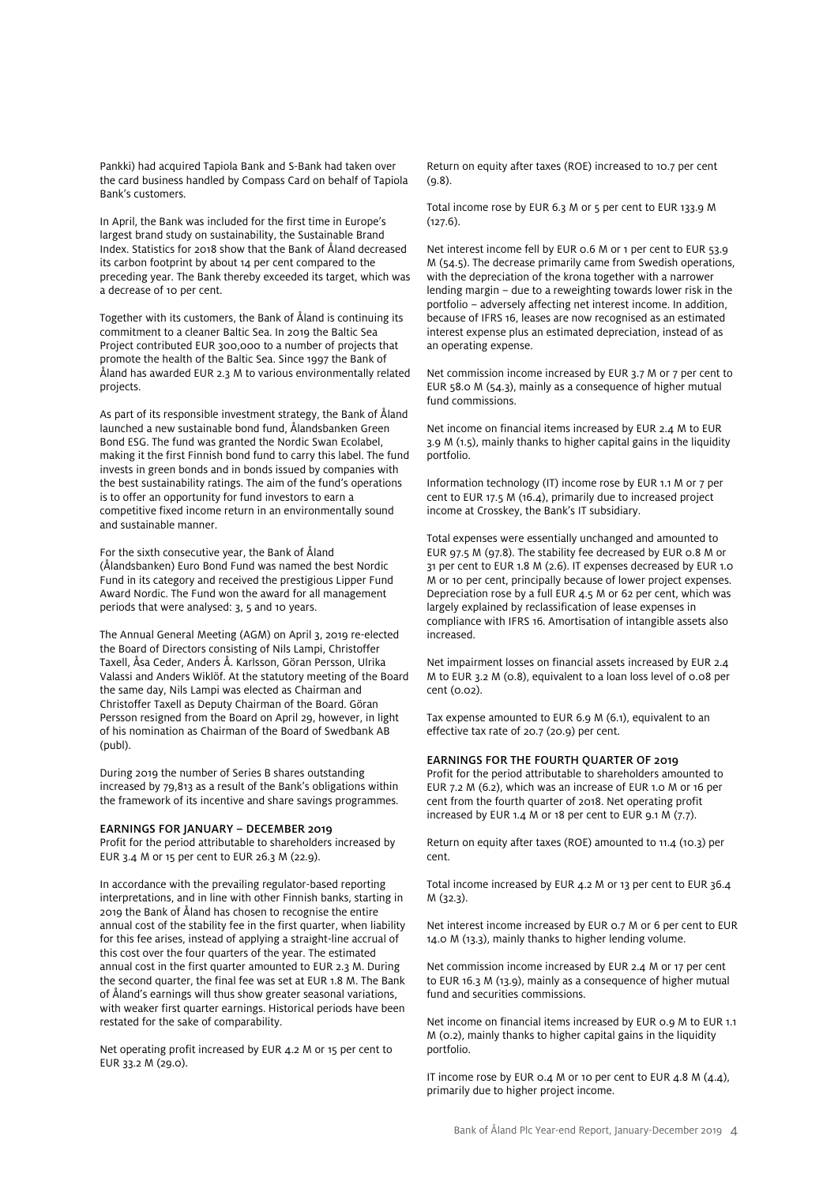Pankki) had acquired Tapiola Bank and S-Bank had taken over the card business handled by Compass Card on behalf of Tapiola Bank's customers.

In April, the Bank was included for the first time in Europe's largest brand study on sustainability, the Sustainable Brand Index. Statistics for 2018 show that the Bank of Åland decreased its carbon footprint by about 14 per cent compared to the preceding year. The Bank thereby exceeded its target, which was a decrease of 10 per cent.

Together with its customers, the Bank of Åland is continuing its commitment to a cleaner Baltic Sea. In 2019 the Baltic Sea Project contributed EUR 300,000 to a number of projects that promote the health of the Baltic Sea. Since 1997 the Bank of Åland has awarded EUR 2.3 M to various environmentally related projects.

As part of its responsible investment strategy, the Bank of Åland launched a new sustainable bond fund, Ålandsbanken Green Bond ESG. The fund was granted the Nordic Swan Ecolabel, making it the first Finnish bond fund to carry this label. The fund invests in green bonds and in bonds issued by companies with the best sustainability ratings. The aim of the fund's operations is to offer an opportunity for fund investors to earn a competitive fixed income return in an environmentally sound and sustainable manner.

For the sixth consecutive year, the Bank of Åland (Ålandsbanken) Euro Bond Fund was named the best Nordic Fund in its category and received the prestigious Lipper Fund Award Nordic. The Fund won the award for all management periods that were analysed: 3, 5 and 10 years.

The Annual General Meeting (AGM) on April 3, 2019 re-elected the Board of Directors consisting of Nils Lampi, Christoffer Taxell, Åsa Ceder, Anders Å. Karlsson, Göran Persson, Ulrika Valassi and Anders Wiklöf. At the statutory meeting of the Board the same day, Nils Lampi was elected as Chairman and Christoffer Taxell as Deputy Chairman of the Board. Göran Persson resigned from the Board on April 29, however, in light of his nomination as Chairman of the Board of Swedbank AB (publ).

During 2019 the number of Series B shares outstanding increased by 79,813 as a result of the Bank's obligations within the framework of its incentive and share savings programmes.

## EARNINGS FOR JANUARY – DECEMBER 2019

Profit for the period attributable to shareholders increased by EUR 3.4 M or 15 per cent to EUR 26.3 M (22.9).

In accordance with the prevailing regulator-based reporting interpretations, and in line with other Finnish banks, starting in 2019 the Bank of Åland has chosen to recognise the entire annual cost of the stability fee in the first quarter, when liability for this fee arises, instead of applying a straight-line accrual of this cost over the four quarters of the year. The estimated annual cost in the first quarter amounted to EUR 2.3 M. During the second quarter, the final fee was set at EUR 1.8 M. The Bank of Åland's earnings will thus show greater seasonal variations, with weaker first quarter earnings. Historical periods have been restated for the sake of comparability.

Net operating profit increased by EUR 4.2 M or 15 per cent to EUR 33.2 M (29.0).

Return on equity after taxes (ROE) increased to 10.7 per cent (9.8).

Total income rose by EUR 6.3 M or 5 per cent to EUR 133.9 M (127.6).

Net interest income fell by EUR 0.6 M or 1 per cent to EUR 53.9 M (54.5). The decrease primarily came from Swedish operations, with the depreciation of the krona together with a narrower lending margin – due to a reweighting towards lower risk in the portfolio – adversely affecting net interest income. In addition, because of IFRS 16, leases are now recognised as an estimated interest expense plus an estimated depreciation, instead of as an operating expense.

Net commission income increased by EUR 3.7 M or 7 per cent to EUR 58.0 M (54.3), mainly as a consequence of higher mutual fund commissions.

Net income on financial items increased by EUR 2.4 M to EUR 3.9 M (1.5), mainly thanks to higher capital gains in the liquidity portfolio.

Information technology (IT) income rose by EUR 1.1 M or 7 per cent to EUR 17.5 M (16.4), primarily due to increased project income at Crosskey, the Bank's IT subsidiary.

Total expenses were essentially unchanged and amounted to EUR 97.5 M (97.8). The stability fee decreased by EUR 0.8 M or 31 per cent to EUR 1.8 M (2.6). IT expenses decreased by EUR 1.0 M or 10 per cent, principally because of lower project expenses. Depreciation rose by a full EUR 4.5 M or 62 per cent, which was largely explained by reclassification of lease expenses in compliance with IFRS 16. Amortisation of intangible assets also increased.

Net impairment losses on financial assets increased by EUR 2.4 M to EUR 3.2 M (0.8), equivalent to a loan loss level of 0.08 per cent (0.02).

Tax expense amounted to EUR 6.9 M (6.1), equivalent to an effective tax rate of 20.7 (20.9) per cent.

## EARNINGS FOR THE FOURTH QUARTER OF 2019

Profit for the period attributable to shareholders amounted to EUR 7.2 M (6.2), which was an increase of EUR 1.0 M or 16 per cent from the fourth quarter of 2018. Net operating profit increased by EUR 1.4 M or 18 per cent to EUR 9.1 M (7.7).

Return on equity after taxes (ROE) amounted to 11.4 (10.3) per cent.

Total income increased by EUR 4.2 M or 13 per cent to EUR 36.4 M (32.3).

Net interest income increased by EUR 0.7 M or 6 per cent to EUR 14.0 M (13.3), mainly thanks to higher lending volume.

Net commission income increased by EUR 2.4 M or 17 per cent to EUR 16.3 M (13.9), mainly as a consequence of higher mutual fund and securities commissions.

Net income on financial items increased by EUR 0.9 M to EUR 1.1 M (0.2), mainly thanks to higher capital gains in the liquidity portfolio.

IT income rose by EUR 0.4 M or 10 per cent to EUR 4.8 M (4.4), primarily due to higher project income.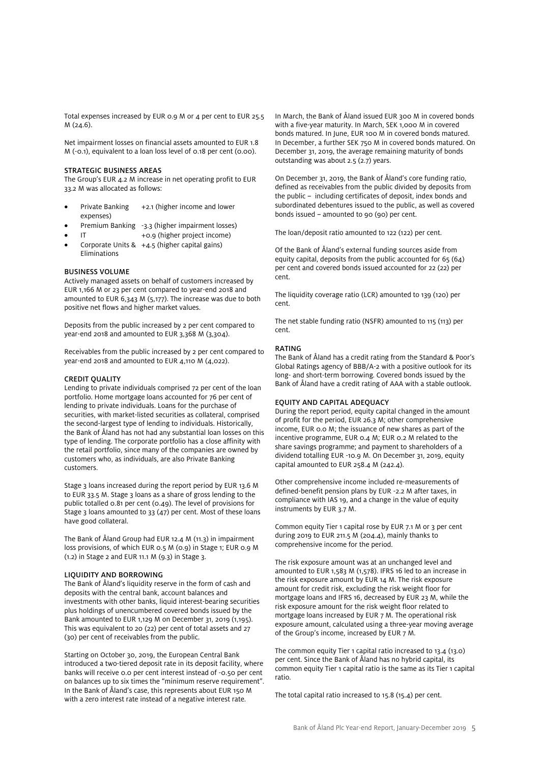Total expenses increased by EUR 0.9 M or 4 per cent to EUR 25.5 M (24.6).

Net impairment losses on financial assets amounted to EUR 1.8 M (-0.1), equivalent to a loan loss level of 0.18 per cent (0.00).

## STRATEGIC BUSINESS AREAS

The Group's EUR 4.2 M increase in net operating profit to EUR 33.2 M was allocated as follows:

- Private Banking +2.1 (higher income and lower expenses)
- Premium Banking -3.3 (higher impairment losses)
- IT +0.9 (higher project income)
- Corporate Units & Eliminations +4.5 (higher capital gains)

## BUSINESS VOLUME

Actively managed assets on behalf of customers increased by EUR 1,166 M or 23 per cent compared to year-end 2018 and amounted to EUR 6,343 M (5,177). The increase was due to both positive net flows and higher market values.

Deposits from the public increased by 2 per cent compared to year-end 2018 and amounted to EUR 3,368 M (3,304).

Receivables from the public increased by 2 per cent compared to year-end 2018 and amounted to EUR 4,110 M (4,022).

## CREDIT QUALITY

Lending to private individuals comprised 72 per cent of the loan portfolio. Home mortgage loans accounted for 76 per cent of lending to private individuals. Loans for the purchase of securities, with market-listed securities as collateral, comprised the second-largest type of lending to individuals. Historically, the Bank of Åland has not had any substantial loan losses on this type of lending. The corporate portfolio has a close affinity with the retail portfolio, since many of the companies are owned by customers who, as individuals, are also Private Banking customers.

Stage 3 loans increased during the report period by EUR 13.6 M to EUR 33.5 M. Stage 3 loans as a share of gross lending to the public totalled 0.81 per cent (0.49). The level of provisions for Stage 3 loans amounted to 33 (47) per cent. Most of these loans have good collateral.

The Bank of Åland Group had EUR 12.4 M (11.3) in impairment loss provisions, of which EUR 0.5 M (0.9) in Stage 1; EUR 0.9 M (1.2) in Stage 2 and EUR 11.1 M (9.3) in Stage 3.

## LIQUIDITY AND BORROWING

The Bank of Åland's liquidity reserve in the form of cash and deposits with the central bank, account balances and investments with other banks, liquid interest-bearing securities plus holdings of unencumbered covered bonds issued by the Bank amounted to EUR 1,129 M on December 31, 2019 (1,195). This was equivalent to 20 (22) per cent of total assets and 27 (30) per cent of receivables from the public.

Starting on October 30, 2019, the European Central Bank introduced a two-tiered deposit rate in its deposit facility, where banks will receive 0.0 per cent interest instead of -0.50 per cent on balances up to six times the "minimum reserve requirement". In the Bank of Åland's case, this represents about EUR 150 M with a zero interest rate instead of a negative interest rate.

In March, the Bank of Åland issued EUR 300 M in covered bonds with a five-year maturity. In March, SEK 1,000 M in covered bonds matured. In June, EUR 100 M in covered bonds matured. In December, a further SEK 750 M in covered bonds matured. On December 31, 2019, the average remaining maturity of bonds outstanding was about 2.5 (2.7) years.

On December 31, 2019, the Bank of Åland's core funding ratio, defined as receivables from the public divided by deposits from the public – including certificates of deposit, index bonds and subordinated debentures issued to the public, as well as covered bonds issued – amounted to 90 (90) per cent.

The loan/deposit ratio amounted to 122 (122) per cent.

Of the Bank of Åland's external funding sources aside from equity capital, deposits from the public accounted for 65 (64) per cent and covered bonds issued accounted for 22 (22) per cent.

The liquidity coverage ratio (LCR) amounted to 139 (120) per cent.

The net stable funding ratio (NSFR) amounted to 115 (113) per cent.

## RATING

The Bank of Åland has a credit rating from the Standard & Poor's Global Ratings agency of BBB/A-2 with a positive outlook for its long- and short-term borrowing. Covered bonds issued by the Bank of Åland have a credit rating of AAA with a stable outlook.

## EQUITY AND CAPITAL ADEQUACY

During the report period, equity capital changed in the amount of profit for the period, EUR 26.3 M; other comprehensive income, EUR 0.0 M; the issuance of new shares as part of the incentive programme, EUR 0.4 M; EUR 0.2 M related to the share savings programme; and payment to shareholders of a dividend totalling EUR -10.9 M. On December 31, 2019, equity capital amounted to EUR 258.4 M (242.4).

Other comprehensive income included re-measurements of defined-benefit pension plans by EUR -2.2 M after taxes, in compliance with IAS 19, and a change in the value of equity instruments by EUR 3.7 M.

Common equity Tier 1 capital rose by EUR 7.1 M or 3 per cent during 2019 to EUR 211.5 M (204.4), mainly thanks to comprehensive income for the period.

The risk exposure amount was at an unchanged level and amounted to EUR 1,583 M (1,578). IFRS 16 led to an increase in the risk exposure amount by EUR 14 M. The risk exposure amount for credit risk, excluding the risk weight floor for mortgage loans and IFRS 16, decreased by EUR 23 M, while the risk exposure amount for the risk weight floor related to mortgage loans increased by EUR 7 M. The operational risk exposure amount, calculated using a three-year moving average of the Group's income, increased by EUR 7 M.

The common equity Tier 1 capital ratio increased to 13.4 (13.0) per cent. Since the Bank of Åland has no hybrid capital, its common equity Tier 1 capital ratio is the same as its Tier 1 capital ratio.

The total capital ratio increased to 15.8 (15.4) per cent.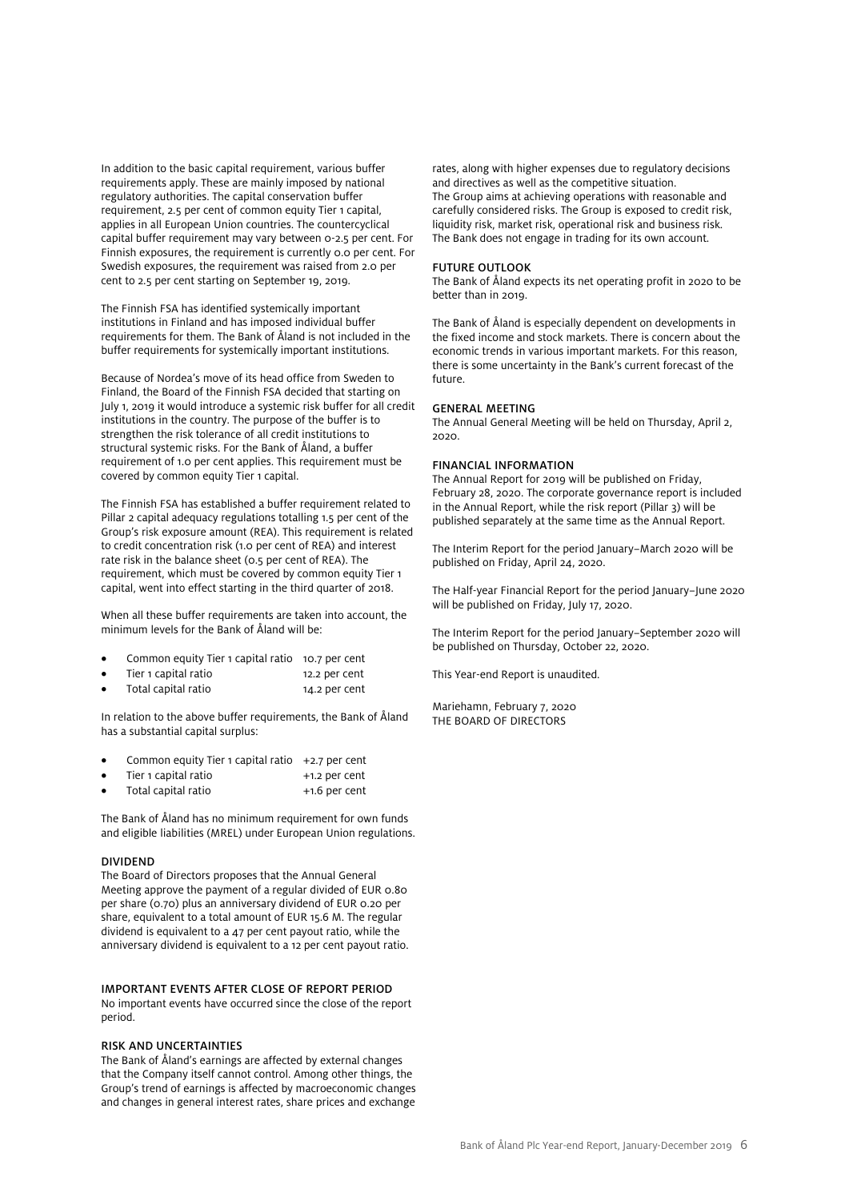In addition to the basic capital requirement, various buffer requirements apply. These are mainly imposed by national regulatory authorities. The capital conservation buffer requirement, 2.5 per cent of common equity Tier 1 capital, applies in all European Union countries. The countercyclical capital buffer requirement may vary between 0-2.5 per cent. For Finnish exposures, the requirement is currently 0.0 per cent. For Swedish exposures, the requirement was raised from 2.0 per cent to 2.5 per cent starting on September 19, 2019.

The Finnish FSA has identified systemically important institutions in Finland and has imposed individual buffer requirements for them. The Bank of Åland is not included in the buffer requirements for systemically important institutions.

Because of Nordea's move of its head office from Sweden to Finland, the Board of the Finnish FSA decided that starting on July 1, 2019 it would introduce a systemic risk buffer for all credit institutions in the country. The purpose of the buffer is to strengthen the risk tolerance of all credit institutions to structural systemic risks. For the Bank of Åland, a buffer requirement of 1.0 per cent applies. This requirement must be covered by common equity Tier 1 capital.

The Finnish FSA has established a buffer requirement related to Pillar 2 capital adequacy regulations totalling 1.5 per cent of the Group's risk exposure amount (REA). This requirement is related to credit concentration risk (1.0 per cent of REA) and interest rate risk in the balance sheet (0.5 per cent of REA). The requirement, which must be covered by common equity Tier 1 capital, went into effect starting in the third quarter of 2018.

When all these buffer requirements are taken into account, the minimum levels for the Bank of Åland will be:

- Common equity Tier 1 capital ratio 10.7 per cent
- Tier 1 capital ratio 12.2 per cent
- Total capital ratio 14.2 per cent

In relation to the above buffer requirements, the Bank of Åland has a substantial capital surplus:

- Common equity Tier 1 capital ratio +2.7 per cent
- Tier 1 capital ratio +1.2 per cent
- Total capital ratio +1.6 per cent

The Bank of Åland has no minimum requirement for own funds and eligible liabilities (MREL) under European Union regulations.

## DIVIDEND

The Board of Directors proposes that the Annual General Meeting approve the payment of a regular divided of EUR 0.80 per share (0.70) plus an anniversary dividend of EUR 0.20 per share, equivalent to a total amount of EUR 15.6 M. The regular dividend is equivalent to a 47 per cent payout ratio, while the anniversary dividend is equivalent to a 12 per cent payout ratio.

## IMPORTANT EVENTS AFTER CLOSE OF REPORT PERIOD

No important events have occurred since the close of the report period.

## RISK AND UNCERTAINTIES

The Bank of Åland's earnings are affected by external changes that the Company itself cannot control. Among other things, the Group's trend of earnings is affected by macroeconomic changes and changes in general interest rates, share prices and exchange rates, along with higher expenses due to regulatory decisions and directives as well as the competitive situation.
The Group aims at achieving operations with reasonable and carefully considered risks. The Group is exposed to credit risk, liquidity risk, market risk, operational risk and business risk. The Bank does not engage in trading for its own account.

## FUTURE OUTLOOK

The Bank of Åland expects its net operating profit in 2020 to be better than in 2019.

The Bank of Åland is especially dependent on developments in the fixed income and stock markets. There is concern about the economic trends in various important markets. For this reason, there is some uncertainty in the Bank's current forecast of the future.

## GENERAL MEETING

The Annual General Meeting will be held on Thursday, April 2, 2020.

## FINANCIAL INFORMATION

The Annual Report for 2019 will be published on Friday, February 28, 2020. The corporate governance report is included in the Annual Report, while the risk report (Pillar 3) will be published separately at the same time as the Annual Report.

The Interim Report for the period January–March 2020 will be published on Friday, April 24, 2020.

The Half-year Financial Report for the period January–June 2020 will be published on Friday, July 17, 2020.

The Interim Report for the period January–September 2020 will be published on Thursday, October 22, 2020.

This Year-end Report is unaudited.

Mariehamn, February 7, 2020
THE BOARD OF DIRECTORS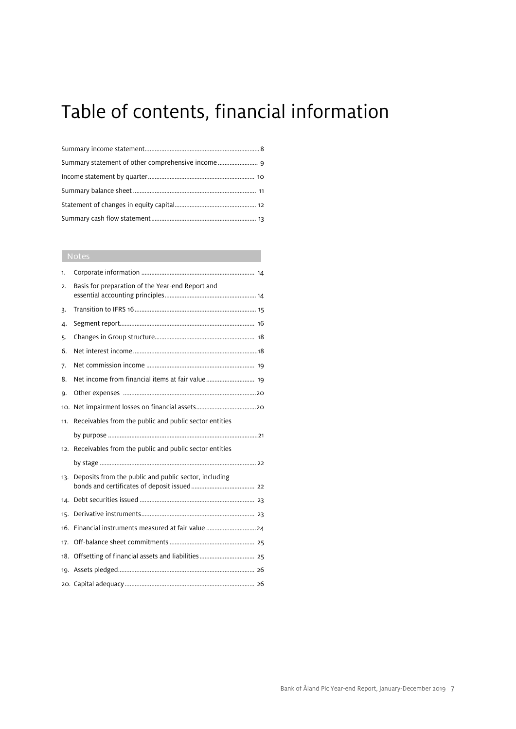# Table of contents, financial information

Summary income statement.......................................................................8
Summary statement of other comprehensive income ........................ 9
Income statement by quarter................................................................ 10
Summary balance sheet ......................................................................... 11
Statement of changes in equity capital................................................ 12
Summary cash flow statement............................................................... 13

## Notes

1. Corporate information ................................................................... 14
2. Basis for preparation of the Year-end Report and essential accounting principles....................................................... 14
3. Transition to IFRS 16 ......................................................................... 15
4. Segment report.................................................................................. 16
5. Changes in Group structure............................................................. 18
6. Net interest income ...........................................................................18
7. Net commission income ................................................................. 19
8. Net income from financial items at fair value ............................. 19
9. Other expenses ................................................................................20
10. Net impairment losses on financial assets....................................20
11. Receivables from the public and public sector entities by purpose ...........................................................................................21
12. Receivables from the public and public sector entities by stage ............................................................................................. 22
13. Deposits from the public and public sector, including bonds and certificates of deposit issued ...................................... 22
14. Debt securities issued ..................................................................... 23
15. Derivative instruments.................................................................... 23
16. Financial instruments measured at fair value ..............................24
17. Off-balance sheet commitments ................................................... 25
18. Offsetting of financial assets and liabilities ................................. 25
19. Assets pledged.................................................................................. 26
20. Capital adequacy.............................................................................. 26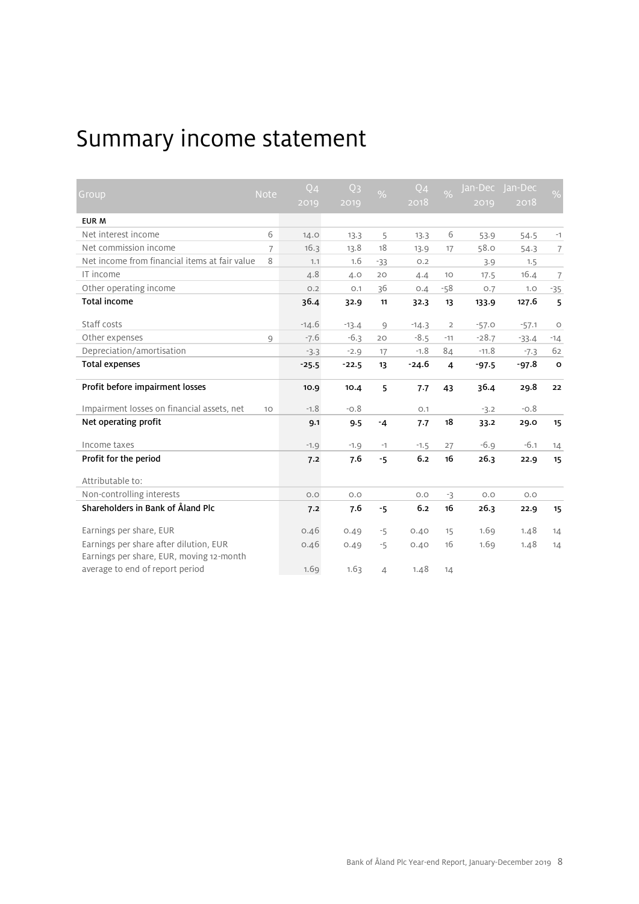# Summary income statement

| Group | Note | Q4 2019 | Q3 2019 | % | Q4 2018 | % | Jan-Dec 2019 | Jan-Dec 2018 | % |
|---|---|---|---|---|---|---|---|---|---|
| **EUR M** | | | | | | | | | |
| Net interest income | 6 | 14.0 | 13.3 | 5 | 13.3 | 6 | 53.9 | 54.5 | -1 |
| Net commission income | 7 | 16.3 | 13.8 | 18 | 13.9 | 17 | 58.0 | 54.3 | 7 |
| Net income from financial items at fair value | 8 | 1.1 | 1.6 | -33 | 0.2 | | 3.9 | 1.5 | |
| IT income | | 4.8 | 4.0 | 20 | 4.4 | 10 | 17.5 | 16.4 | 7 |
| Other operating income | | 0.2 | 0.1 | 36 | 0.4 | -58 | 0.7 | 1.0 | -35 |
| **Total income** | | **36.4** | **32.9** | **11** | **32.3** | **13** | **133.9** | **127.6** | **5** |
| | | | | | | | | | |
| Staff costs | | -14.6 | -13.4 | 9 | -14.3 | 2 | -57.0 | -57.1 | 0 |
| Other expenses | 9 | -7.6 | -6.3 | 20 | -8.5 | -11 | -28.7 | -33.4 | -14 |
| Depreciation/amortisation | | -3.3 | -2.9 | 17 | -1.8 | 84 | -11.8 | -7.3 | 62 |
| **Total expenses** | | **-25.5** | **-22.5** | **13** | **-24.6** | **4** | **-97.5** | **-97.8** | **0** |
| | | | | | | | | | |
| **Profit before impairment losses** | | **10.9** | **10.4** | **5** | **7.7** | **43** | **36.4** | **29.8** | **22** |
| | | | | | | | | | |
| Impairment losses on financial assets, net | 10 | -1.8 | -0.8 | | 0.1 | | -3.2 | -0.8 | |
| **Net operating profit** | | **9.1** | **9.5** | **-4** | **7.7** | **18** | **33.2** | **29.0** | **15** |
| | | | | | | | | | |
| Income taxes | | -1.9 | -1.9 | -1 | -1.5 | 27 | -6.9 | -6.1 | 14 |
| **Profit for the period** | | **7.2** | **7.6** | **-5** | **6.2** | **16** | **26.3** | **22.9** | **15** |
| | | | | | | | | | |
| Attributable to: | | | | | | | | | |
| Non-controlling interests | | 0.0 | 0.0 | | 0.0 | -3 | 0.0 | 0.0 | |
| **Shareholders in Bank of Åland Plc** | | **7.2** | **7.6** | **-5** | **6.2** | **16** | **26.3** | **22.9** | **15** |
| | | | | | | | | | |
| Earnings per share, EUR | | 0.46 | 0.49 | -5 | 0.40 | 15 | 1.69 | 1.48 | 14 |
| Earnings per share after dilution, EUR | | 0.46 | 0.49 | -5 | 0.40 | 16 | 1.69 | 1.48 | 14 |
| Earnings per share, EUR, moving 12-month average to end of report period | | 1.69 | 1.63 | 4 | 1.48 | 14 | | | |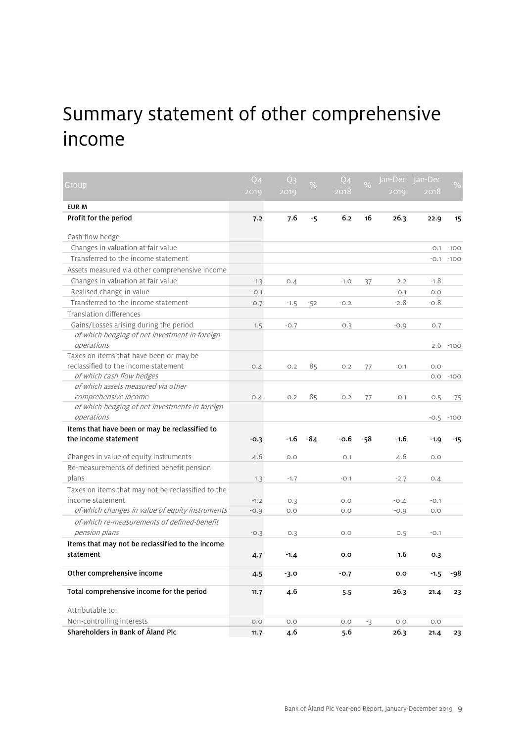# Summary statement of other comprehensive income

| Group | Q4 2019 | Q3 2019 | % | Q4 2018 | % | Jan-Dec 2019 | Jan-Dec 2018 | % |
|---|---|---|---|---|---|---|---|---|
| EUR M | | | | | | | | |
| **Profit for the period** | **7.2** | **7.6** | **-5** | **6.2** | **16** | **26.3** | **22.9** | **15** |
| Cash flow hedge | | | | | | | | |
| Changes in valuation at fair value | | | | | | | 0.1 | -100 |
| Transferred to the income statement | | | | | | | -0.1 | -100 |
| Assets measured via other comprehensive income | | | | | | | | |
| Changes in valuation at fair value | -1.3 | 0.4 | | -1.0 | 37 | 2.2 | -1.8 | |
| Realised change in value | -0.1 | | | | | -0.1 | 0.0 | |
| Transferred to the income statement | -0.7 | -1.5 | -52 | -0.2 | | -2.8 | -0.8 | |
| Translation differences | | | | | | | | |
| Gains/Losses arising during the period | 1.5 | -0.7 | | 0.3 | | -0.9 | 0.7 | |
| *of which hedging of net investment in foreign operations* | | | | | | | 2.6 | -100 |
| Taxes on items that have been or may be reclassified to the income statement | 0.4 | 0.2 | 85 | 0.2 | 77 | 0.1 | 0.0 | |
| *of which cash flow hedges* | | | | | | | 0.0 | -100 |
| *of which assets measured via other comprehensive income* | 0.4 | 0.2 | 85 | 0.2 | 77 | 0.1 | 0.5 | -75 |
| *of which hedging of net investments in foreign operations* | | | | | | | -0.5 | -100 |
| **Items that have been or may be reclassified to the income statement** | **-0.3** | **-1.6** | **-84** | **-0.6** | **-58** | **-1.6** | **-1.9** | **-15** |
| Changes in value of equity instruments | 4.6 | 0.0 | | 0.1 | | 4.6 | 0.0 | |
| Re-measurements of defined benefit pension plans | 1.3 | -1.7 | | -0.1 | | -2.7 | 0.4 | |
| Taxes on items that may not be reclassified to the income statement | -1.2 | 0.3 | | 0.0 | | -0.4 | -0.1 | |
| *of which changes in value of equity instruments* | -0.9 | 0.0 | | 0.0 | | -0.9 | 0.0 | |
| *of which re-measurements of defined-benefit pension plans* | -0.3 | 0.3 | | 0.0 | | 0.5 | -0.1 | |
| **Items that may not be reclassified to the income statement** | **4.7** | **-1.4** | | **0.0** | | **1.6** | **0.3** | |
| **Other comprehensive income** | **4.5** | **-3.0** | | **-0.7** | | **0.0** | **-1.5** | **-98** |
| **Total comprehensive income for the period** | **11.7** | **4.6** | | **5.5** | | **26.3** | **21.4** | **23** |
| Attributable to: | | | | | | | | |
| Non-controlling interests | 0.0 | 0.0 | | 0.0 | -3 | 0.0 | 0.0 | |
| **Shareholders in Bank of Åland Plc** | **11.7** | **4.6** | | **5.6** | | **26.3** | **21.4** | **23** |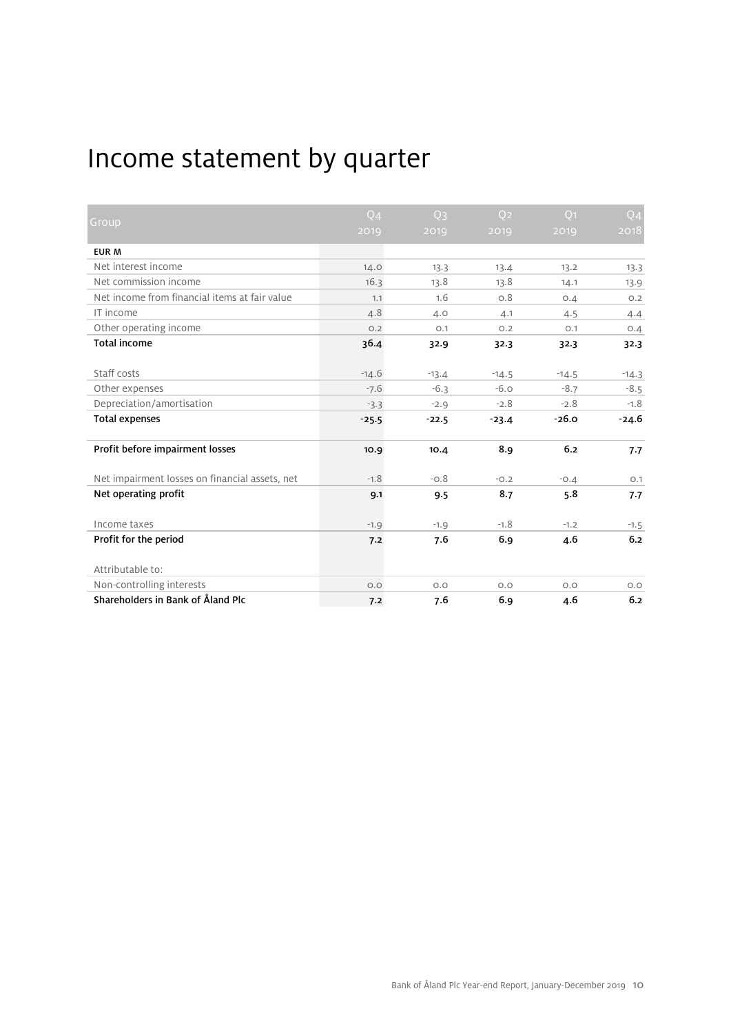# Income statement by quarter

| Group | Q4 2019 | Q3 2019 | Q2 2019 | Q1 2019 | Q4 2018 |
|---|---|---|---|---|---|
| **EUR M** | | | | | |
| Net interest income | 14.0 | 13.3 | 13.4 | 13.2 | 13.3 |
| Net commission income | 16.3 | 13.8 | 13.8 | 14.1 | 13.9 |
| Net income from financial items at fair value | 1.1 | 1.6 | 0.8 | 0.4 | 0.2 |
| IT income | 4.8 | 4.0 | 4.1 | 4.5 | 4.4 |
| Other operating income | 0.2 | 0.1 | 0.2 | 0.1 | 0.4 |
| **Total income** | **36.4** | **32.9** | **32.3** | **32.3** | **32.3** |
| | | | | | |
| Staff costs | -14.6 | -13.4 | -14.5 | -14.5 | -14.3 |
| Other expenses | -7.6 | -6.3 | -6.0 | -8.7 | -8.5 |
| Depreciation/amortisation | -3.3 | -2.9 | -2.8 | -2.8 | -1.8 |
| **Total expenses** | **-25.5** | **-22.5** | **-23.4** | **-26.0** | **-24.6** |
| | | | | | |
| **Profit before impairment losses** | **10.9** | **10.4** | **8.9** | **6.2** | **7.7** |
| | | | | | |
| Net impairment losses on financial assets, net | -1.8 | -0.8 | -0.2 | -0.4 | 0.1 |
| **Net operating profit** | **9.1** | **9.5** | **8.7** | **5.8** | **7.7** |
| | | | | | |
| Income taxes | -1.9 | -1.9 | -1.8 | -1.2 | -1.5 |
| **Profit for the period** | **7.2** | **7.6** | **6.9** | **4.6** | **6.2** |
| | | | | | |
| Attributable to: | | | | | |
| Non-controlling interests | 0.0 | 0.0 | 0.0 | 0.0 | 0.0 |
| **Shareholders in Bank of Åland Plc** | **7.2** | **7.6** | **6.9** | **4.6** | **6.2** |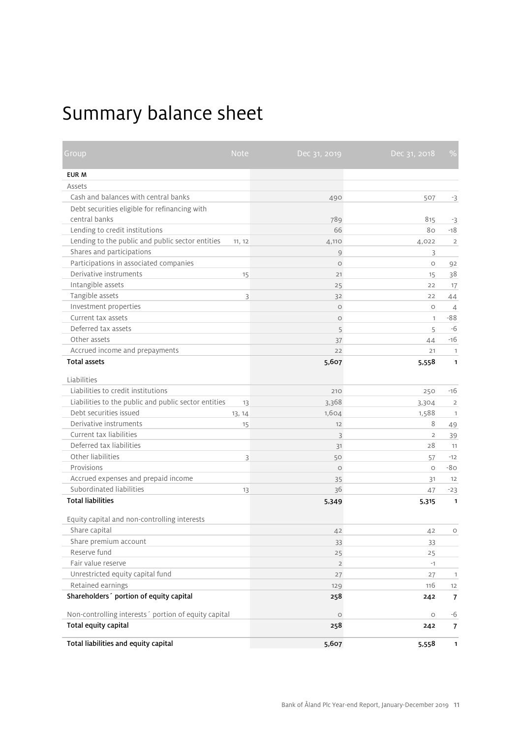# Summary balance sheet

| Group | Note | Dec 31, 2019 | Dec 31, 2018 | % |
|---|---|---|---|---|
| **EUR M** | | | | |
| Assets | | | | |
| Cash and balances with central banks | | 490 | 507 | -3 |
| Debt securities eligible for refinancing with central banks | | 789 | 815 | -3 |
| Lending to credit institutions | | 66 | 80 | -18 |
| Lending to the public and public sector entities | 11, 12 | 4,110 | 4,022 | 2 |
| Shares and participations | | 9 | 3 | |
| Participations in associated companies | | 0 | 0 | 92 |
| Derivative instruments | 15 | 21 | 15 | 38 |
| Intangible assets | | 25 | 22 | 17 |
| Tangible assets | 3 | 32 | 22 | 44 |
| Investment properties | | 0 | 0 | 4 |
| Current tax assets | | 0 | 1 | -88 |
| Deferred tax assets | | 5 | 5 | -6 |
| Other assets | | 37 | 44 | -16 |
| Accrued income and prepayments | | 22 | 21 | 1 |
| **Total assets** | | **5,607** | **5,558** | **1** |
| Liabilities | | | | |
| Liabilities to credit institutions | | 210 | 250 | -16 |
| Liabilities to the public and public sector entities | 13 | 3,368 | 3,304 | 2 |
| Debt securities issued | 13, 14 | 1,604 | 1,588 | 1 |
| Derivative instruments | 15 | 12 | 8 | 49 |
| Current tax liabilities | | 3 | 2 | 39 |
| Deferred tax liabilities | | 31 | 28 | 11 |
| Other liabilities | 3 | 50 | 57 | -12 |
| Provisions | | 0 | 0 | -80 |
| Accrued expenses and prepaid income | | 35 | 31 | 12 |
| Subordinated liabilities | 13 | 36 | 47 | -23 |
| **Total liabilities** | | **5,349** | **5,315** | **1** |
| Equity capital and non-controlling interests | | | | |
| Share capital | | 42 | 42 | 0 |
| Share premium account | | 33 | 33 | |
| Reserve fund | | 25 | 25 | |
| Fair value reserve | | 2 | -1 | |
| Unrestricted equity capital fund | | 27 | 27 | 1 |
| Retained earnings | | 129 | 116 | 12 |
| **Shareholders´ portion of equity capital** | | **258** | **242** | **7** |
| Non-controlling interests´ portion of equity capital | | 0 | 0 | -6 |
| **Total equity capital** | | **258** | **242** | **7** |
| **Total liabilities and equity capital** | | **5,607** | **5,558** | **1** |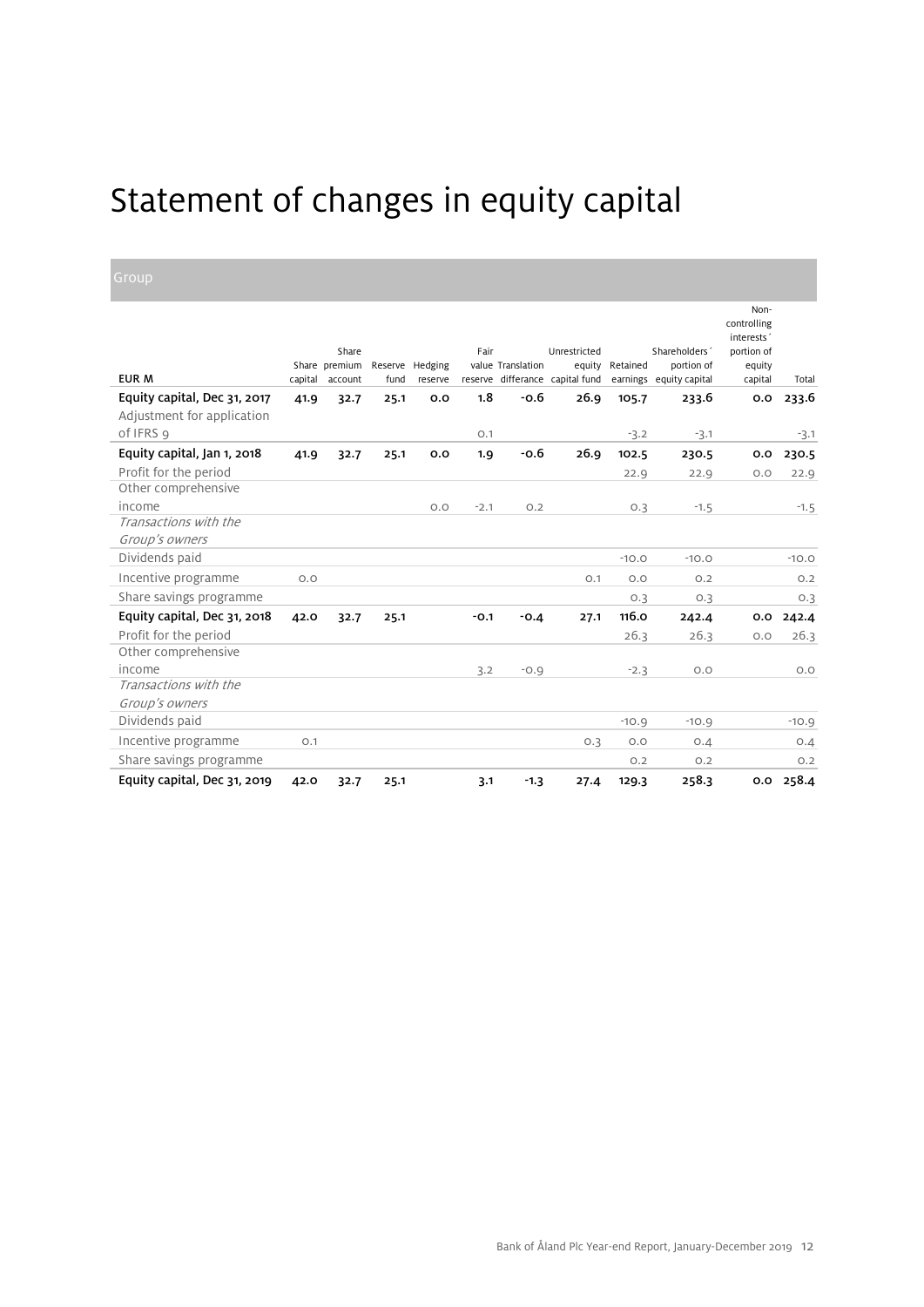# Statement of changes in equity capital

## Group

| EUR M | Share capital | Share premium account | Reserve fund | Hedging reserve | Fair value reserve | Translation differance | Unrestricted equity capital fund | Retained earnings | Shareholders´ portion of equity capital | Non-controlling interests´ portion of equity capital | Total |
|---|---|---|---|---|---|---|---|---|---|---|---|
| **Equity capital, Dec 31, 2017** | **41.9** | **32.7** | **25.1** | **0.0** | **1.8** | **-0.6** | **26.9** | **105.7** | **233.6** | **0.0** | **233.6** |
| Adjustment for application of IFRS 9 | | | | | 0.1 | | | -3.2 | -3.1 | | -3.1 |
| **Equity capital, Jan 1, 2018** | **41.9** | **32.7** | **25.1** | **0.0** | **1.9** | **-0.6** | **26.9** | **102.5** | **230.5** | **0.0** | **230.5** |
| Profit for the period | | | | | | | | 22.9 | 22.9 | 0.0 | 22.9 |
| Other comprehensive income | | | | 0.0 | -2.1 | 0.2 | | 0.3 | -1.5 | | -1.5 |
| *Transactions with the Group's owners* | | | | | | | | | | | |
| Dividends paid | | | | | | | | -10.0 | -10.0 | | -10.0 |
| Incentive programme | 0.0 | | | | | | 0.1 | 0.0 | 0.2 | | 0.2 |
| Share savings programme | | | | | | | | 0.3 | 0.3 | | 0.3 |
| **Equity capital, Dec 31, 2018** | **42.0** | **32.7** | **25.1** | | **-0.1** | **-0.4** | **27.1** | **116.0** | **242.4** | **0.0** | **242.4** |
| Profit for the period | | | | | | | | 26.3 | 26.3 | 0.0 | 26.3 |
| Other comprehensive income | | | | | 3.2 | -0.9 | | -2.3 | 0.0 | | 0.0 |
| *Transactions with the Group's owners* | | | | | | | | | | | |
| Dividends paid | | | | | | | | -10.9 | -10.9 | | -10.9 |
| Incentive programme | 0.1 | | | | | | 0.3 | 0.0 | 0.4 | | 0.4 |
| Share savings programme | | | | | | | | 0.2 | 0.2 | | 0.2 |
| **Equity capital, Dec 31, 2019** | **42.0** | **32.7** | **25.1** | | **3.1** | **-1.3** | **27.4** | **129.3** | **258.3** | **0.0** | **258.4** |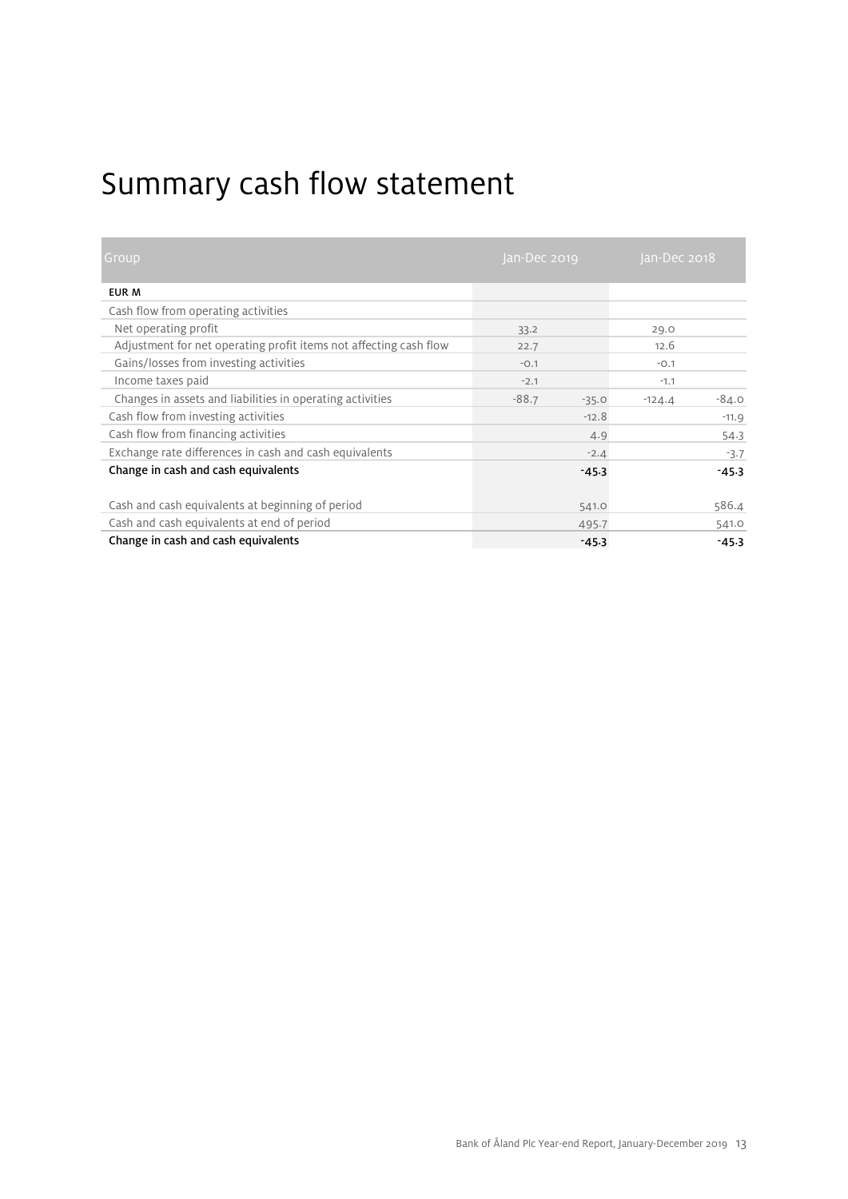# Summary cash flow statement

| Group | Jan-Dec 2019 | | Jan-Dec 2018 | |
|---|---|---|---|---|
| **EUR M** | | | | |
| Cash flow from operating activities | | | | |
| Net operating profit | 33.2 | | 29.0 | |
| Adjustment for net operating profit items not affecting cash flow | 22.7 | | 12.6 | |
| Gains/losses from investing activities | -0.1 | | -0.1 | |
| Income taxes paid | -2.1 | | -1.1 | |
| Changes in assets and liabilities in operating activities | -88.7 | -35.0 | -124.4 | -84.0 |
| Cash flow from investing activities | | -12.8 | | -11.9 |
| Cash flow from financing activities | | 4.9 | | 54.3 |
| Exchange rate differences in cash and cash equivalents | | -2.4 | | -3.7 |
| **Change in cash and cash equivalents** | | **-45.3** | | **-45.3** |
| | | | | |
| Cash and cash equivalents at beginning of period | | 541.0 | | 586.4 |
| Cash and cash equivalents at end of period | | 495.7 | | 541.0 |
| **Change in cash and cash equivalents** | | **-45.3** | | **-45.3** |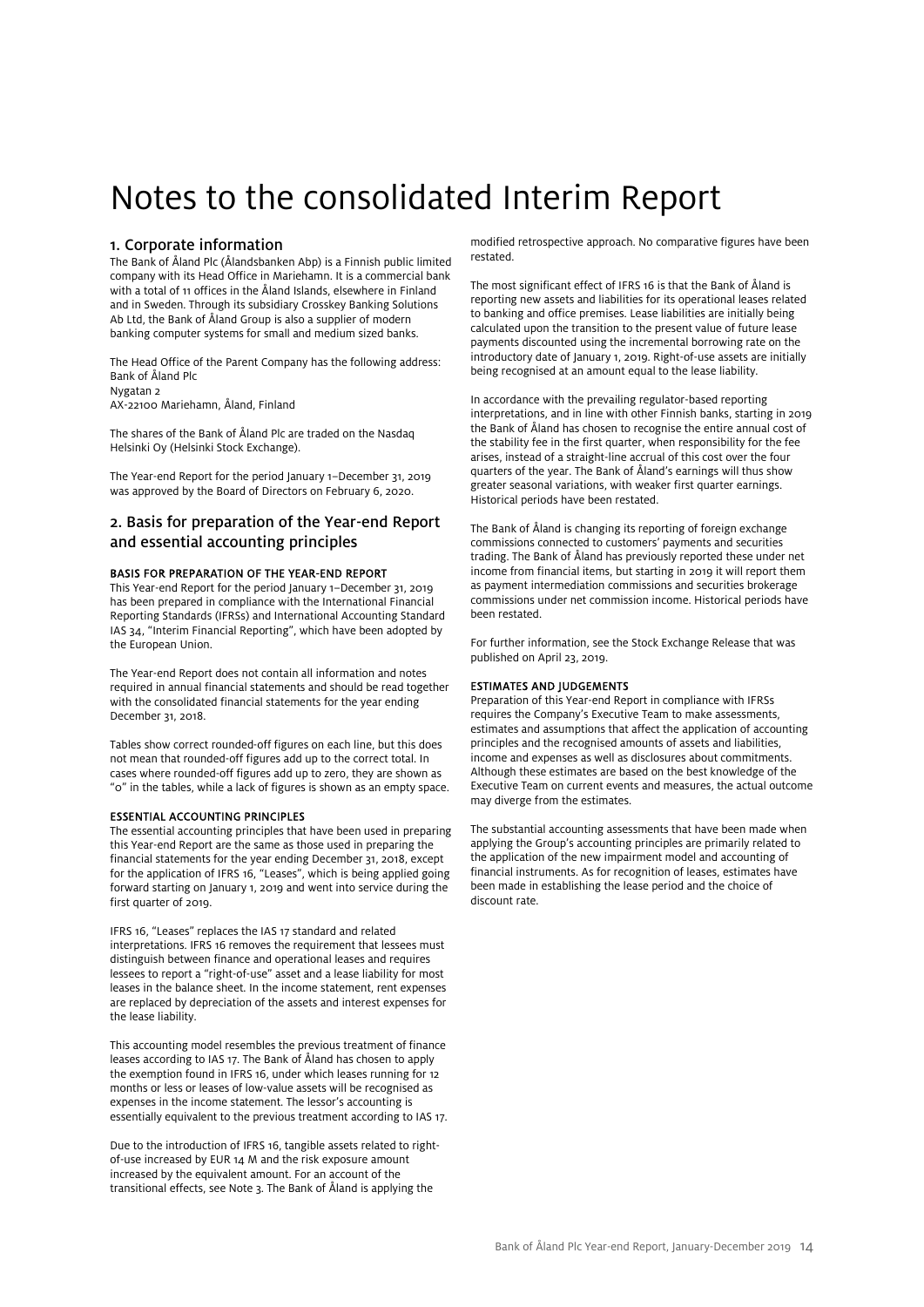# Notes to the consolidated Interim Report

## 1. Corporate information

The Bank of Åland Plc (Ålandsbanken Abp) is a Finnish public limited company with its Head Office in Mariehamn. It is a commercial bank with a total of 11 offices in the Åland Islands, elsewhere in Finland and in Sweden. Through its subsidiary Crosskey Banking Solutions Ab Ltd, the Bank of Åland Group is also a supplier of modern banking computer systems for small and medium sized banks.

The Head Office of the Parent Company has the following address:
Bank of Åland Plc
Nygatan 2
AX-22100 Mariehamn, Åland, Finland

The shares of the Bank of Åland Plc are traded on the Nasdaq Helsinki Oy (Helsinki Stock Exchange).

The Year-end Report for the period January 1–December 31, 2019 was approved by the Board of Directors on February 6, 2020.

## 2. Basis for preparation of the Year-end Report and essential accounting principles

### BASIS FOR PREPARATION OF THE YEAR-END REPORT

This Year-end Report for the period January 1–December 31, 2019 has been prepared in compliance with the International Financial Reporting Standards (IFRSs) and International Accounting Standard IAS 34, "Interim Financial Reporting", which have been adopted by the European Union.

The Year-end Report does not contain all information and notes required in annual financial statements and should be read together with the consolidated financial statements for the year ending December 31, 2018.

Tables show correct rounded-off figures on each line, but this does not mean that rounded-off figures add up to the correct total. In cases where rounded-off figures add up to zero, they are shown as "0" in the tables, while a lack of figures is shown as an empty space.

### ESSENTIAL ACCOUNTING PRINCIPLES

The essential accounting principles that have been used in preparing this Year-end Report are the same as those used in preparing the financial statements for the year ending December 31, 2018, except for the application of IFRS 16, "Leases", which is being applied going forward starting on January 1, 2019 and went into service during the first quarter of 2019.

IFRS 16, "Leases" replaces the IAS 17 standard and related interpretations. IFRS 16 removes the requirement that lessees must distinguish between finance and operational leases and requires lessees to report a "right-of-use" asset and a lease liability for most leases in the balance sheet. In the income statement, rent expenses are replaced by depreciation of the assets and interest expenses for the lease liability.

This accounting model resembles the previous treatment of finance leases according to IAS 17. The Bank of Åland has chosen to apply the exemption found in IFRS 16, under which leases running for 12 months or less or leases of low-value assets will be recognised as expenses in the income statement. The lessor's accounting is essentially equivalent to the previous treatment according to IAS 17.

Due to the introduction of IFRS 16, tangible assets related to right-of-use increased by EUR 14 M and the risk exposure amount increased by the equivalent amount. For an account of the transitional effects, see Note 3. The Bank of Åland is applying the modified retrospective approach. No comparative figures have been restated.

The most significant effect of IFRS 16 is that the Bank of Åland is reporting new assets and liabilities for its operational leases related to banking and office premises. Lease liabilities are initially being calculated upon the transition to the present value of future lease payments discounted using the incremental borrowing rate on the introductory date of January 1, 2019. Right-of-use assets are initially being recognised at an amount equal to the lease liability.

In accordance with the prevailing regulator-based reporting interpretations, and in line with other Finnish banks, starting in 2019 the Bank of Åland has chosen to recognise the entire annual cost of the stability fee in the first quarter, when responsibility for the fee arises, instead of a straight-line accrual of this cost over the four quarters of the year. The Bank of Åland's earnings will thus show greater seasonal variations, with weaker first quarter earnings. Historical periods have been restated.

The Bank of Åland is changing its reporting of foreign exchange commissions connected to customers' payments and securities trading. The Bank of Åland has previously reported these under net income from financial items, but starting in 2019 it will report them as payment intermediation commissions and securities brokerage commissions under net commission income. Historical periods have been restated.

For further information, see the Stock Exchange Release that was published on April 23, 2019.

### ESTIMATES AND JUDGEMENTS

Preparation of this Year-end Report in compliance with IFRSs requires the Company's Executive Team to make assessments, estimates and assumptions that affect the application of accounting principles and the recognised amounts of assets and liabilities, income and expenses as well as disclosures about commitments. Although these estimates are based on the best knowledge of the Executive Team on current events and measures, the actual outcome may diverge from the estimates.

The substantial accounting assessments that have been made when applying the Group's accounting principles are primarily related to the application of the new impairment model and accounting of financial instruments. As for recognition of leases, estimates have been made in establishing the lease period and the choice of discount rate.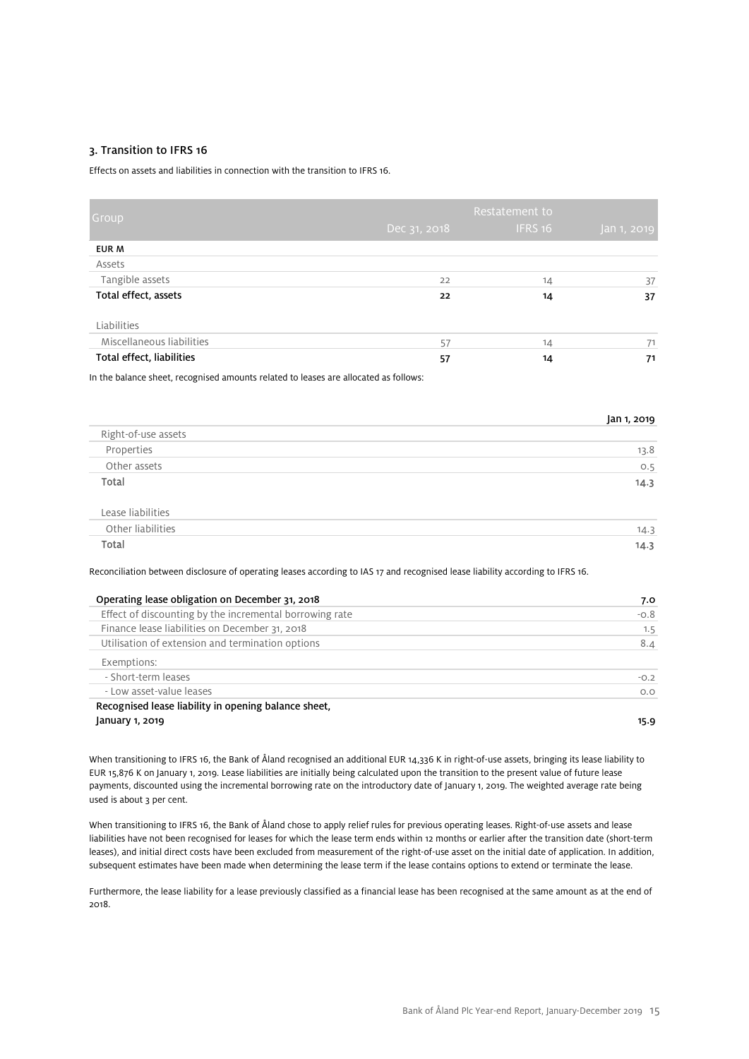## 3. Transition to IFRS 16

Effects on assets and liabilities in connection with the transition to IFRS 16.

| Group | Dec 31, 2018 | Restatement to IFRS 16 | Jan 1, 2019 |
|---|---|---|---|
| **EUR M** | | | |
| Assets | | | |
| Tangible assets | 22 | 14 | 37 |
| **Total effect, assets** | **22** | **14** | **37** |
| Liabilities | | | |
| Miscellaneous liabilities | 57 | 14 | 71 |
| **Total effect, liabilities** | **57** | **14** | **71** |

In the balance sheet, recognised amounts related to leases are allocated as follows:

| | Jan 1, 2019 |
|---|---|
| Right-of-use assets | |
| Properties | 13.8 |
| Other assets | 0.5 |
| Total | 14.3 |
| Lease liabilities | |
| Other liabilities | 14.3 |
| Total | 14.3 |

Reconciliation between disclosure of operating leases according to IAS 17 and recognised lease liability according to IFRS 16.

| | |
|---|---|
| **Operating lease obligation on December 31, 2018** | **7.0** |
| Effect of discounting by the incremental borrowing rate | -0.8 |
| Finance lease liabilities on December 31, 2018 | 1.5 |
| Utilisation of extension and termination options | 8.4 |
| Exemptions: | |
| - Short-term leases | -0.2 |
| - Low asset-value leases | 0.0 |
| **Recognised lease liability in opening balance sheet, January 1, 2019** | **15.9** |

When transitioning to IFRS 16, the Bank of Åland recognised an additional EUR 14,336 K in right-of-use assets, bringing its lease liability to EUR 15,876 K on January 1, 2019. Lease liabilities are initially being calculated upon the transition to the present value of future lease payments, discounted using the incremental borrowing rate on the introductory date of January 1, 2019. The weighted average rate being used is about 3 per cent.

When transitioning to IFRS 16, the Bank of Åland chose to apply relief rules for previous operating leases. Right-of-use assets and lease liabilities have not been recognised for leases for which the lease term ends within 12 months or earlier after the transition date (short-term leases), and initial direct costs have been excluded from measurement of the right-of-use asset on the initial date of application. In addition, subsequent estimates have been made when determining the lease term if the lease contains options to extend or terminate the lease.

Furthermore, the lease liability for a lease previously classified as a financial lease has been recognised at the same amount as at the end of 2018.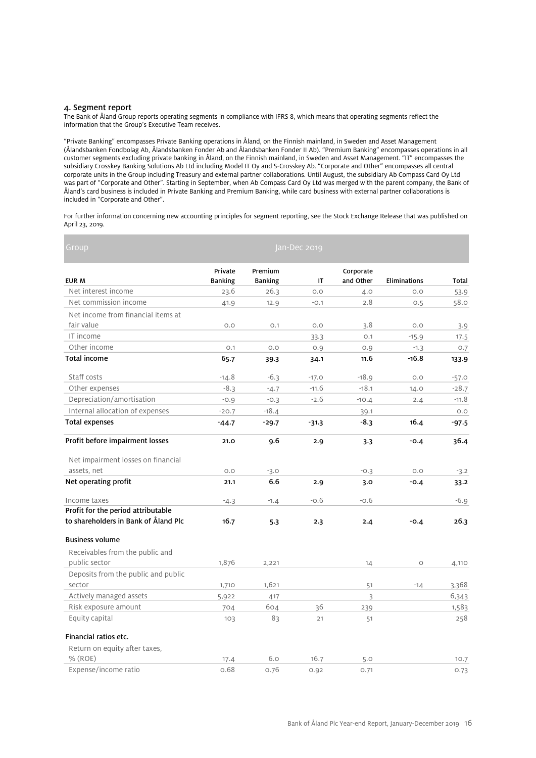## 4. Segment report

The Bank of Åland Group reports operating segments in compliance with IFRS 8, which means that operating segments reflect the information that the Group's Executive Team receives.

"Private Banking" encompasses Private Banking operations in Åland, on the Finnish mainland, in Sweden and Asset Management (Ålandsbanken Fondbolag Ab, Ålandsbanken Fonder Ab and Ålandsbanken Fonder II Ab). "Premium Banking" encompasses operations in all customer segments excluding private banking in Åland, on the Finnish mainland, in Sweden and Asset Management. "IT" encompasses the subsidiary Crosskey Banking Solutions Ab Ltd including Model IT Oy and S-Crosskey Ab. "Corporate and Other" encompasses all central corporate units in the Group including Treasury and external partner collaborations. Until August, the subsidiary Ab Compass Card Oy Ltd was part of "Corporate and Other". Starting in September, when Ab Compass Card Oy Ltd was merged with the parent company, the Bank of Åland's card business is included in Private Banking and Premium Banking, while card business with external partner collaborations is included in "Corporate and Other".

For further information concerning new accounting principles for segment reporting, see the Stock Exchange Release that was published on April 23, 2019.

| Group | | | Jan-Dec 2019 | | | |
|---|---|---|---|---|---|---|
| EUR M | Private Banking | Premium Banking | IT | Corporate and Other | Eliminations | Total |
| Net interest income | 23.6 | 26.3 | 0.0 | 4.0 | 0.0 | 53.9 |
| Net commission income | 41.9 | 12.9 | -0.1 | 2.8 | 0.5 | 58.0 |
| Net income from financial items at fair value | 0.0 | 0.1 | 0.0 | 3.8 | 0.0 | 3.9 |
| IT income | | | 33.3 | 0.1 | -15.9 | 17.5 |
| Other income | 0.1 | 0.0 | 0.9 | 0.9 | -1.3 | 0.7 |
| **Total income** | **65.7** | **39.3** | **34.1** | **11.6** | **-16.8** | **133.9** |
| Staff costs | -14.8 | -6.3 | -17.0 | -18.9 | 0.0 | -57.0 |
| Other expenses | -8.3 | -4.7 | -11.6 | -18.1 | 14.0 | -28.7 |
| Depreciation/amortisation | -0.9 | -0.3 | -2.6 | -10.4 | 2.4 | -11.8 |
| Internal allocation of expenses | -20.7 | -18.4 | | 39.1 | | 0.0 |
| **Total expenses** | **-44.7** | **-29.7** | **-31.3** | **-8.3** | **16.4** | **-97.5** |
| **Profit before impairment losses** | **21.0** | **9.6** | **2.9** | **3.3** | **-0.4** | **36.4** |
| Net impairment losses on financial assets, net | 0.0 | -3.0 | | -0.3 | 0.0 | -3.2 |
| **Net operating profit** | **21.1** | **6.6** | **2.9** | **3.0** | **-0.4** | **33.2** |
| Income taxes | -4.3 | -1.4 | -0.6 | -0.6 | | -6.9 |
| **Profit for the period attributable to shareholders in Bank of Åland Plc** | **16.7** | **5.3** | **2.3** | **2.4** | **-0.4** | **26.3** |
| **Business volume** | | | | | | |
| Receivables from the public and public sector | 1,876 | 2,221 | | 14 | 0 | 4,110 |
| Deposits from the public and public sector | 1,710 | 1,621 | | 51 | -14 | 3,368 |
| Actively managed assets | 5,922 | 417 | | 3 | | 6,343 |
| Risk exposure amount | 704 | 604 | 36 | 239 | | 1,583 |
| Equity capital | 103 | 83 | 21 | 51 | | 258 |
| **Financial ratios etc.** | | | | | | |
| Return on equity after taxes, % (ROE) | 17.4 | 6.0 | 16.7 | 5.0 | | 10.7 |
| Expense/income ratio | 0.68 | 0.76 | 0.92 | 0.71 | | 0.73 |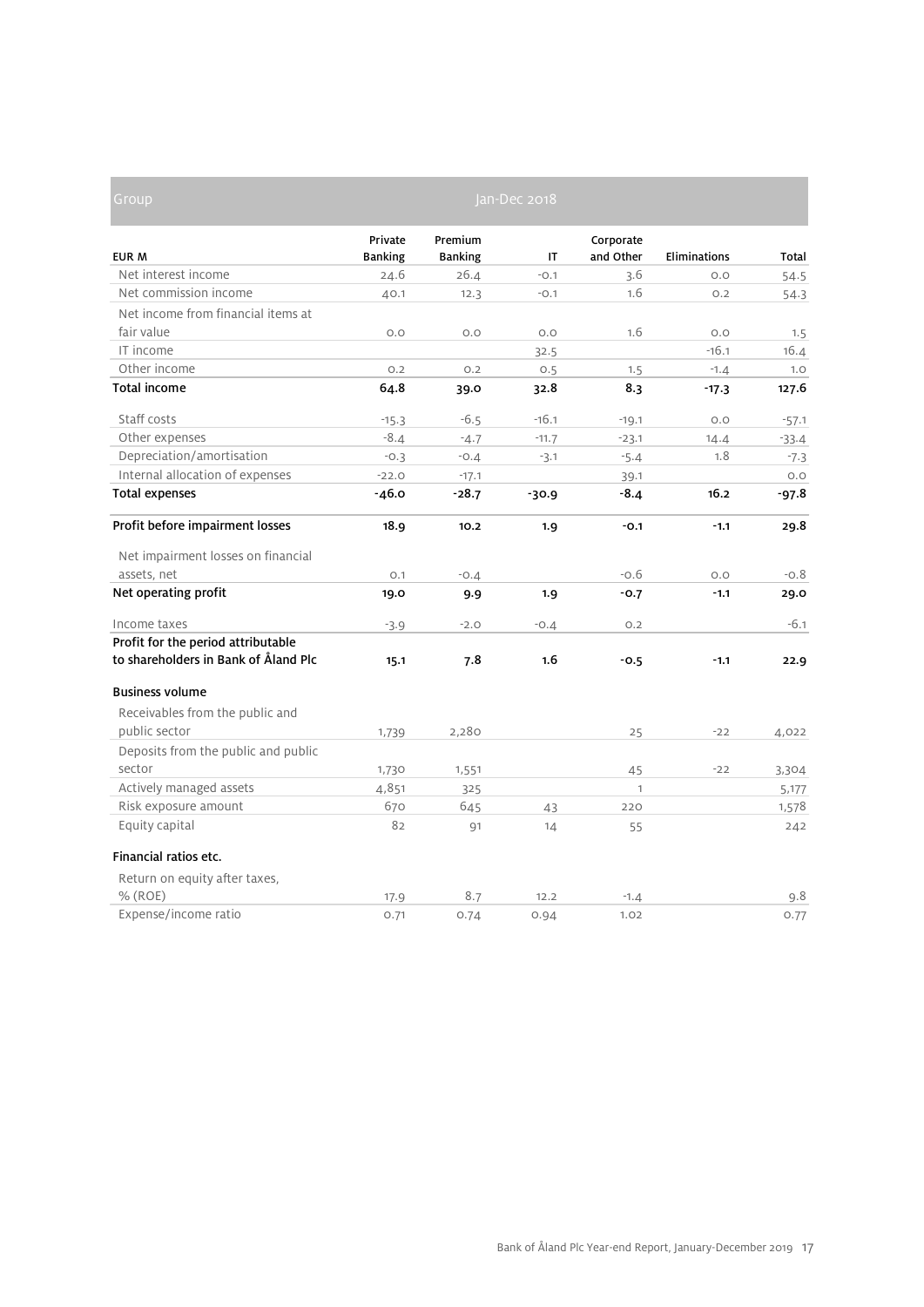| Group | | | Jan-Dec 2018 | | | |
|---|---|---|---|---|---|---|
| EUR M | Private Banking | Premium Banking | IT | Corporate and Other | Eliminations | Total |
| Net interest income | 24.6 | 26.4 | -0.1 | 3.6 | 0.0 | 54.5 |
| Net commission income | 40.1 | 12.3 | -0.1 | 1.6 | 0.2 | 54.3 |
| Net income from financial items at fair value | 0.0 | 0.0 | 0.0 | 1.6 | 0.0 | 1.5 |
| IT income | | | 32.5 | | -16.1 | 16.4 |
| Other income | 0.2 | 0.2 | 0.5 | 1.5 | -1.4 | 1.0 |
| **Total income** | **64.8** | **39.0** | **32.8** | **8.3** | **-17.3** | **127.6** |
| Staff costs | -15.3 | -6.5 | -16.1 | -19.1 | 0.0 | -57.1 |
| Other expenses | -8.4 | -4.7 | -11.7 | -23.1 | 14.4 | -33.4 |
| Depreciation/amortisation | -0.3 | -0.4 | -3.1 | -5.4 | 1.8 | -7.3 |
| Internal allocation of expenses | -22.0 | -17.1 | | 39.1 | | 0.0 |
| **Total expenses** | **-46.0** | **-28.7** | **-30.9** | **-8.4** | **16.2** | **-97.8** |
| **Profit before impairment losses** | **18.9** | **10.2** | **1.9** | **-0.1** | **-1.1** | **29.8** |
| Net impairment losses on financial assets, net | 0.1 | -0.4 | | -0.6 | 0.0 | -0.8 |
| **Net operating profit** | **19.0** | **9.9** | **1.9** | **-0.7** | **-1.1** | **29.0** |
| Income taxes | -3.9 | -2.0 | -0.4 | 0.2 | | -6.1 |
| **Profit for the period attributable to shareholders in Bank of Åland Plc** | **15.1** | **7.8** | **1.6** | **-0.5** | **-1.1** | **22.9** |
| **Business volume** | | | | | | |
| Receivables from the public and public sector | 1,739 | 2,280 | | 25 | -22 | 4,022 |
| Deposits from the public and public sector | 1,730 | 1,551 | | 45 | -22 | 3,304 |
| Actively managed assets | 4,851 | 325 | | 1 | | 5,177 |
| Risk exposure amount | 670 | 645 | 43 | 220 | | 1,578 |
| Equity capital | 82 | 91 | 14 | 55 | | 242 |
| **Financial ratios etc.** | | | | | | |
| Return on equity after taxes, % (ROE) | 17.9 | 8.7 | 12.2 | -1.4 | | 9.8 |
| Expense/income ratio | 0.71 | 0.74 | 0.94 | 1.02 | | 0.77 |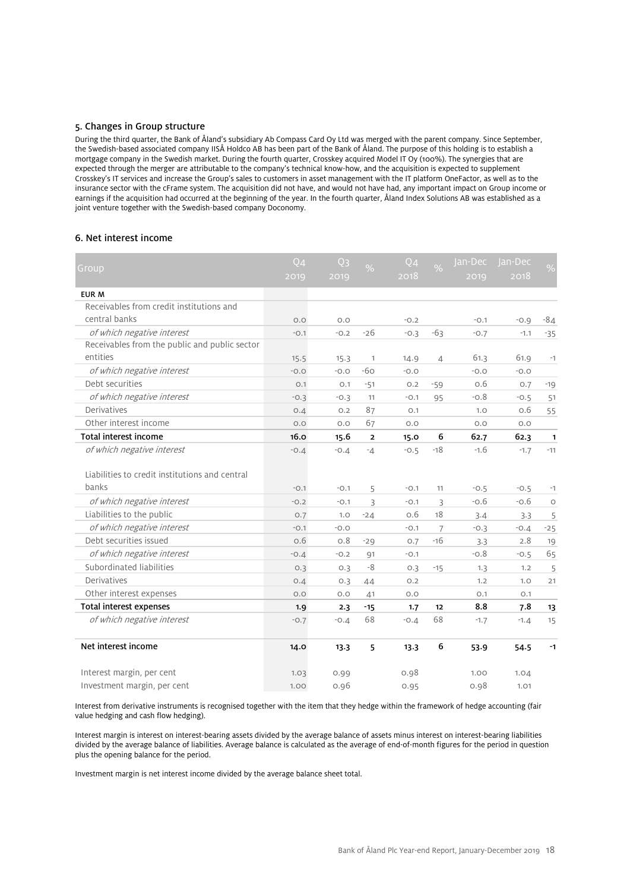## 5. Changes in Group structure

During the third quarter, the Bank of Åland's subsidiary Ab Compass Card Oy Ltd was merged with the parent company. Since September, the Swedish-based associated company IISÅ Holdco AB has been part of the Bank of Åland. The purpose of this holding is to establish a mortgage company in the Swedish market. During the fourth quarter, Crosskey acquired Model IT Oy (100%). The synergies that are expected through the merger are attributable to the company's technical know-how, and the acquisition is expected to supplement Crosskey's IT services and increase the Group's sales to customers in asset management with the IT platform OneFactor, as well as to the insurance sector with the cFrame system. The acquisition did not have, and would not have had, any important impact on Group income or earnings if the acquisition had occurred at the beginning of the year. In the fourth quarter, Åland Index Solutions AB was established as a joint venture together with the Swedish-based company Doconomy.

## 6. Net interest income

| Group | Q4 2019 | Q3 2019 | % | Q4 2018 | % | Jan-Dec 2019 | Jan-Dec 2018 | % |
|---|---|---|---|---|---|---|---|---|
| **EUR M** | | | | | | | | |
| Receivables from credit institutions and central banks | 0.0 | 0.0 | | -0.2 | | -0.1 | -0.9 | -84 |
| *of which negative interest* | -0.1 | -0.2 | -26 | -0.3 | -63 | -0.7 | -1.1 | -35 |
| Receivables from the public and public sector entities | 15.5 | 15.3 | 1 | 14.9 | 4 | 61.3 | 61.9 | -1 |
| *of which negative interest* | -0.0 | -0.0 | -60 | -0.0 | | -0.0 | -0.0 | |
| Debt securities | 0.1 | 0.1 | -51 | 0.2 | -59 | 0.6 | 0.7 | -19 |
| *of which negative interest* | -0.3 | -0.3 | 11 | -0.1 | 95 | -0.8 | -0.5 | 51 |
| Derivatives | 0.4 | 0.2 | 87 | 0.1 | | 1.0 | 0.6 | 55 |
| Other interest income | 0.0 | 0.0 | 67 | 0.0 | | 0.0 | 0.0 | |
| **Total interest income** | **16.0** | **15.6** | **2** | **15.0** | **6** | **62.7** | **62.3** | **1** |
| *of which negative interest* | -0.4 | -0.4 | -4 | -0.5 | -18 | -1.6 | -1.7 | -11 |
| Liabilities to credit institutions and central banks | -0.1 | -0.1 | 5 | -0.1 | 11 | -0.5 | -0.5 | -1 |
| *of which negative interest* | -0.2 | -0.1 | 3 | -0.1 | 3 | -0.6 | -0.6 | 0 |
| Liabilities to the public | 0.7 | 1.0 | -24 | 0.6 | 18 | 3.4 | 3.3 | 5 |
| *of which negative interest* | -0.1 | -0.0 | | -0.1 | 7 | -0.3 | -0.4 | -25 |
| Debt securities issued | 0.6 | 0.8 | -29 | 0.7 | -16 | 3.3 | 2.8 | 19 |
| *of which negative interest* | -0.4 | -0.2 | 91 | -0.1 | | -0.8 | -0.5 | 65 |
| Subordinated liabilities | 0.3 | 0.3 | -8 | 0.3 | -15 | 1.3 | 1.2 | 5 |
| Derivatives | 0.4 | 0.3 | 44 | 0.2 | | 1.2 | 1.0 | 21 |
| Other interest expenses | 0.0 | 0.0 | 41 | 0.0 | | 0.1 | 0.1 | |
| **Total interest expenses** | **1.9** | **2.3** | **-15** | **1.7** | **12** | **8.8** | **7.8** | **13** |
| *of which negative interest* | -0.7 | -0.4 | 68 | -0.4 | 68 | -1.7 | -1.4 | 15 |
| **Net interest income** | **14.0** | **13.3** | **5** | **13.3** | **6** | **53.9** | **54.5** | **-1** |
| Interest margin, per cent | 1.03 | 0.99 | | 0.98 | | 1.00 | 1.04 | |
| Investment margin, per cent | 1.00 | 0.96 | | 0.95 | | 0.98 | 1.01 | |

Interest from derivative instruments is recognised together with the item that they hedge within the framework of hedge accounting (fair value hedging and cash flow hedging).

Interest margin is interest on interest-bearing assets divided by the average balance of assets minus interest on interest-bearing liabilities divided by the average balance of liabilities. Average balance is calculated as the average of end-of-month figures for the period in question plus the opening balance for the period.

Investment margin is net interest income divided by the average balance sheet total.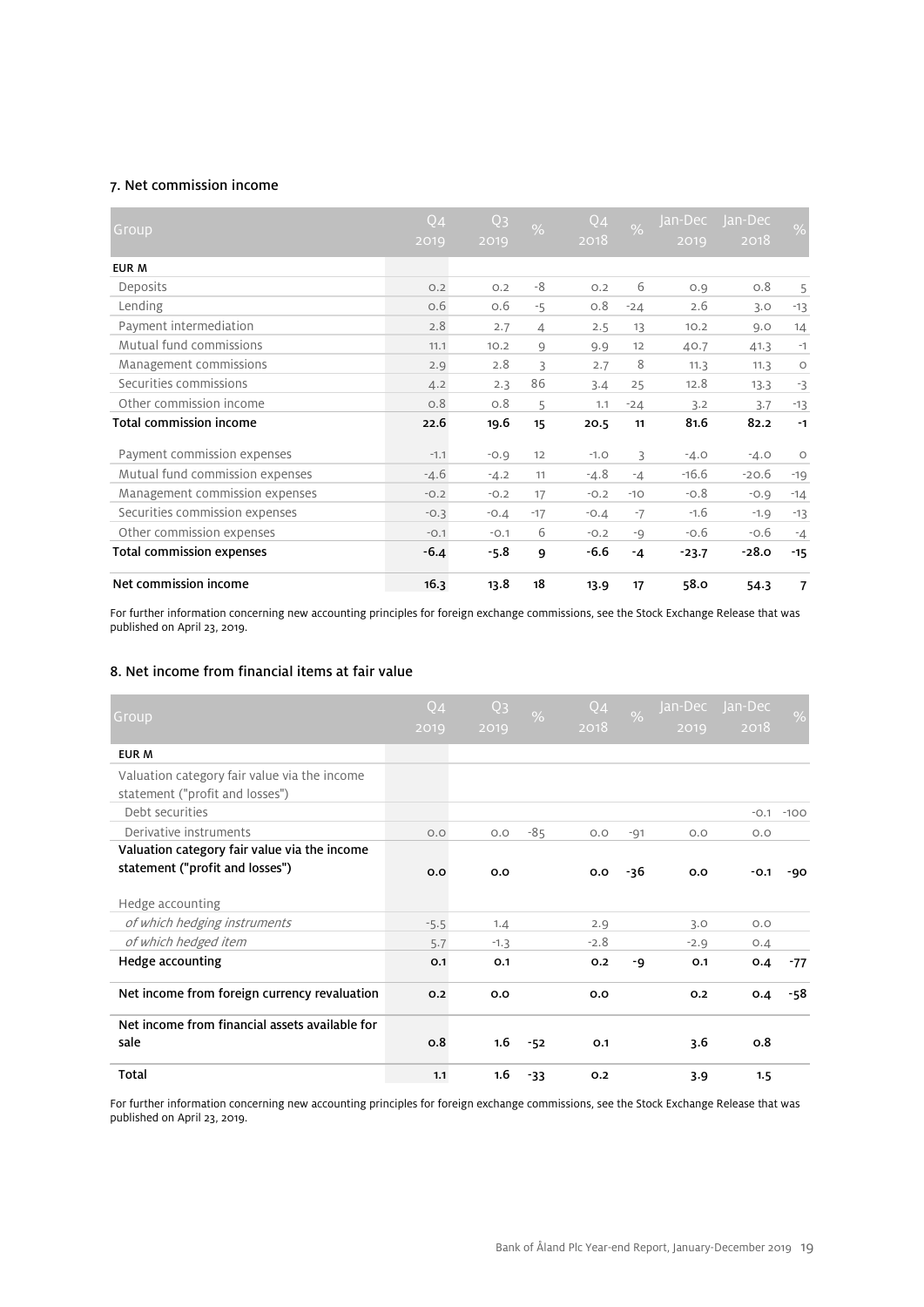## 7. Net commission income

| Group | Q4 2019 | Q3 2019 | % | Q4 2018 | % | Jan-Dec 2019 | Jan-Dec 2018 | % |
|---|---|---|---|---|---|---|---|---|
| **EUR M** | | | | | | | | |
| Deposits | 0.2 | 0.2 | -8 | 0.2 | 6 | 0.9 | 0.8 | 5 |
| Lending | 0.6 | 0.6 | -5 | 0.8 | -24 | 2.6 | 3.0 | -13 |
| Payment intermediation | 2.8 | 2.7 | 4 | 2.5 | 13 | 10.2 | 9.0 | 14 |
| Mutual fund commissions | 11.1 | 10.2 | 9 | 9.9 | 12 | 40.7 | 41.3 | -1 |
| Management commissions | 2.9 | 2.8 | 3 | 2.7 | 8 | 11.3 | 11.3 | 0 |
| Securities commissions | 4.2 | 2.3 | 86 | 3.4 | 25 | 12.8 | 13.3 | -3 |
| Other commission income | 0.8 | 0.8 | 5 | 1.1 | -24 | 3.2 | 3.7 | -13 |
| **Total commission income** | **22.6** | **19.6** | **15** | **20.5** | **11** | **81.6** | **82.2** | **-1** |
| Payment commission expenses | -1.1 | -0.9 | 12 | -1.0 | 3 | -4.0 | -4.0 | 0 |
| Mutual fund commission expenses | -4.6 | -4.2 | 11 | -4.8 | -4 | -16.6 | -20.6 | -19 |
| Management commission expenses | -0.2 | -0.2 | 17 | -0.2 | -10 | -0.8 | -0.9 | -14 |
| Securities commission expenses | -0.3 | -0.4 | -17 | -0.4 | -7 | -1.6 | -1.9 | -13 |
| Other commission expenses | -0.1 | -0.1 | 6 | -0.2 | -9 | -0.6 | -0.6 | -4 |
| **Total commission expenses** | **-6.4** | **-5.8** | **9** | **-6.6** | **-4** | **-23.7** | **-28.0** | **-15** |
| **Net commission income** | **16.3** | **13.8** | **18** | **13.9** | **17** | **58.0** | **54.3** | **7** |

For further information concerning new accounting principles for foreign exchange commissions, see the Stock Exchange Release that was published on April 23, 2019.

## 8. Net income from financial items at fair value

| Group | Q4 2019 | Q3 2019 | % | Q4 2018 | % | Jan-Dec 2019 | Jan-Dec 2018 | % |
|---|---|---|---|---|---|---|---|---|
| **EUR M** | | | | | | | | |
| Valuation category fair value via the income statement ("profit and losses") | | | | | | | | |
| Debt securities | | | | | | | -0.1 | -100 |
| Derivative instruments | 0.0 | 0.0 | -85 | 0.0 | -91 | 0.0 | 0.0 | |
| **Valuation category fair value via the income statement ("profit and losses")** | **0.0** | **0.0** | | **0.0** | **-36** | **0.0** | **-0.1** | **-90** |
| Hedge accounting | | | | | | | | |
| *of which hedging instruments* | -5.5 | 1.4 | | 2.9 | | 3.0 | 0.0 | |
| *of which hedged item* | 5.7 | -1.3 | | -2.8 | | -2.9 | 0.4 | |
| **Hedge accounting** | **0.1** | **0.1** | | **0.2** | **-9** | **0.1** | **0.4** | **-77** |
| **Net income from foreign currency revaluation** | **0.2** | **0.0** | | **0.0** | | **0.2** | **0.4** | **-58** |
| **Net income from financial assets available for sale** | **0.8** | **1.6** | **-52** | **0.1** | | **3.6** | **0.8** | |
| **Total** | **1.1** | **1.6** | **-33** | **0.2** | | **3.9** | **1.5** | |

For further information concerning new accounting principles for foreign exchange commissions, see the Stock Exchange Release that was published on April 23, 2019.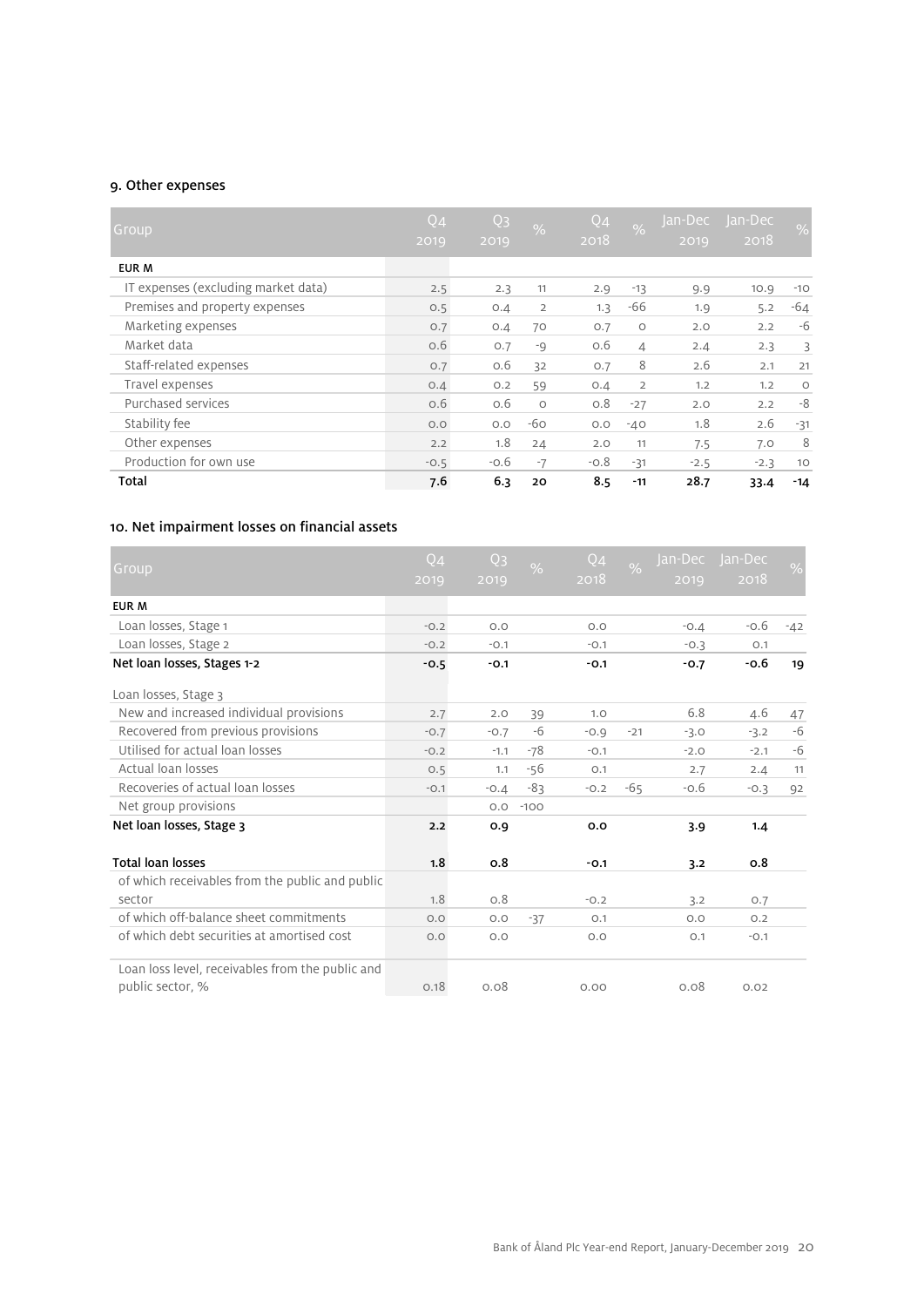## 9. Other expenses

| Group | Q4 2019 | Q3 2019 | % | Q4 2018 | % | Jan-Dec 2019 | Jan-Dec 2018 | % |
|---|---|---|---|---|---|---|---|---|
| **EUR M** | | | | | | | | |
| IT expenses (excluding market data) | 2.5 | 2.3 | 11 | 2.9 | -13 | 9.9 | 10.9 | -10 |
| Premises and property expenses | 0.5 | 0.4 | 2 | 1.3 | -66 | 1.9 | 5.2 | -64 |
| Marketing expenses | 0.7 | 0.4 | 70 | 0.7 | 0 | 2.0 | 2.2 | -6 |
| Market data | 0.6 | 0.7 | -9 | 0.6 | 4 | 2.4 | 2.3 | 3 |
| Staff-related expenses | 0.7 | 0.6 | 32 | 0.7 | 8 | 2.6 | 2.1 | 21 |
| Travel expenses | 0.4 | 0.2 | 59 | 0.4 | 2 | 1.2 | 1.2 | 0 |
| Purchased services | 0.6 | 0.6 | 0 | 0.8 | -27 | 2.0 | 2.2 | -8 |
| Stability fee | 0.0 | 0.0 | -60 | 0.0 | -40 | 1.8 | 2.6 | -31 |
| Other expenses | 2.2 | 1.8 | 24 | 2.0 | 11 | 7.5 | 7.0 | 8 |
| Production for own use | -0.5 | -0.6 | -7 | -0.8 | -31 | -2.5 | -2.3 | 10 |
| **Total** | **7.6** | **6.3** | **20** | **8.5** | **-11** | **28.7** | **33.4** | **-14** |

## 10. Net impairment losses on financial assets

| Group | Q4 2019 | Q3 2019 | % | Q4 2018 | % | Jan-Dec 2019 | Jan-Dec 2018 | % |
|---|---|---|---|---|---|---|---|---|
| **EUR M** | | | | | | | | |
| Loan losses, Stage 1 | -0.2 | 0.0 | | 0.0 | | -0.4 | -0.6 | -42 |
| Loan losses, Stage 2 | -0.2 | -0.1 | | -0.1 | | -0.3 | 0.1 | |
| **Net loan losses, Stages 1-2** | **-0.5** | **-0.1** | | **-0.1** | | **-0.7** | **-0.6** | **19** |
| Loan losses, Stage 3 | | | | | | | | |
| New and increased individual provisions | 2.7 | 2.0 | 39 | 1.0 | | 6.8 | 4.6 | 47 |
| Recovered from previous provisions | -0.7 | -0.7 | -6 | -0.9 | -21 | -3.0 | -3.2 | -6 |
| Utilised for actual loan losses | -0.2 | -1.1 | -78 | -0.1 | | -2.0 | -2.1 | -6 |
| Actual loan losses | 0.5 | 1.1 | -56 | 0.1 | | 2.7 | 2.4 | 11 |
| Recoveries of actual loan losses | -0.1 | -0.4 | -83 | -0.2 | -65 | -0.6 | -0.3 | 92 |
| Net group provisions | | 0.0 | -100 | | | | | |
| **Net loan losses, Stage 3** | **2.2** | **0.9** | | **0.0** | | **3.9** | **1.4** | |
| **Total loan losses** | **1.8** | **0.8** | | **-0.1** | | **3.2** | **0.8** | |
| of which receivables from the public and public sector | 1.8 | 0.8 | | -0.2 | | 3.2 | 0.7 | |
| of which off-balance sheet commitments | 0.0 | 0.0 | -37 | 0.1 | | 0.0 | 0.2 | |
| of which debt securities at amortised cost | 0.0 | 0.0 | | 0.0 | | 0.1 | -0.1 | |
| Loan loss level, receivables from the public and public sector, % | 0.18 | 0.08 | | 0.00 | | 0.08 | 0.02 | |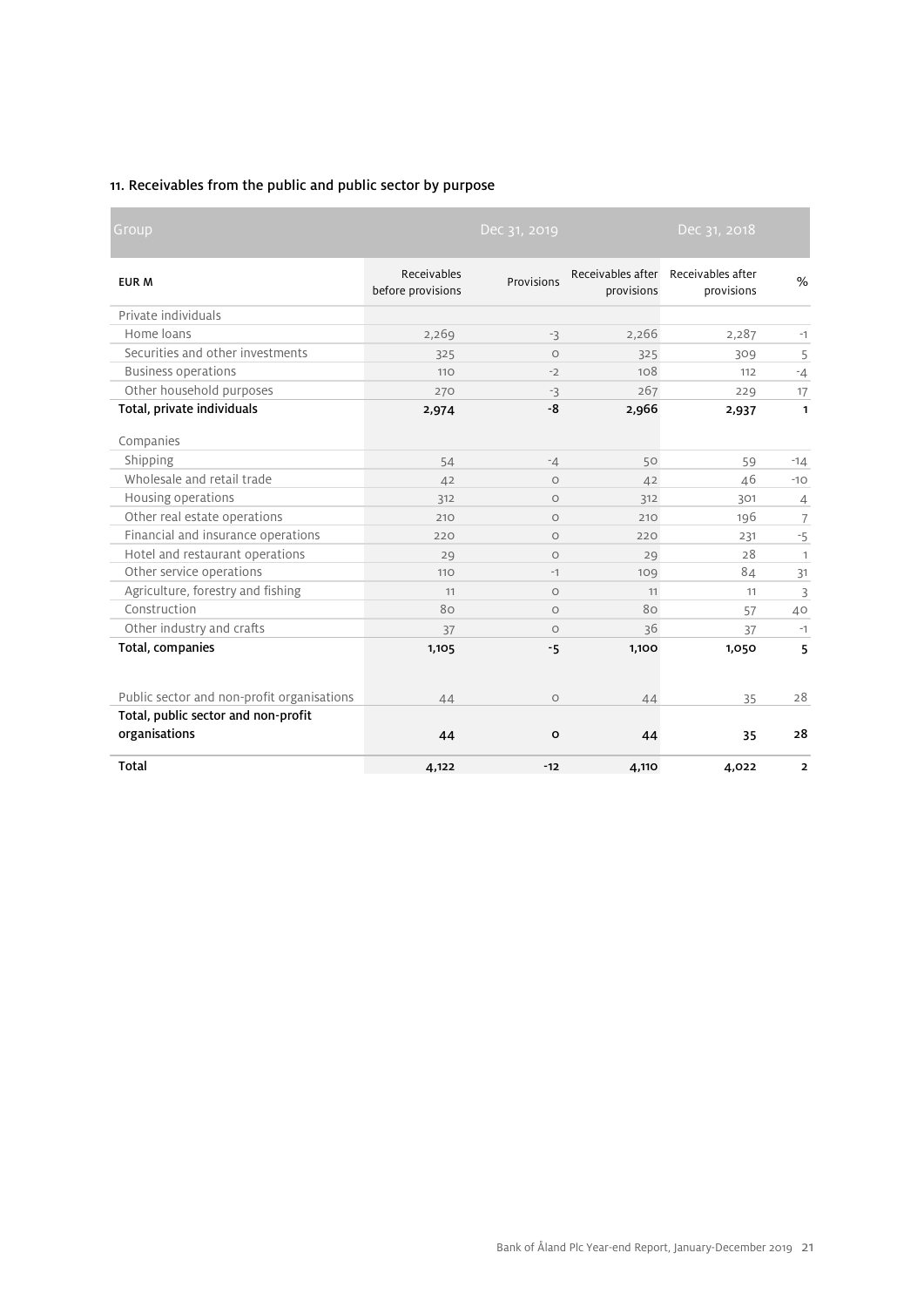## 11. Receivables from the public and public sector by purpose

| Group | Dec 31, 2019 | | | Dec 31, 2018 | |
|---|---|---|---|---|---|
| EUR M | Receivables before provisions | Provisions | Receivables after provisions | Receivables after provisions | % |
| Private individuals | | | | | |
| Home loans | 2,269 | -3 | 2,266 | 2,287 | -1 |
| Securities and other investments | 325 | 0 | 325 | 309 | 5 |
| Business operations | 110 | -2 | 108 | 112 | -4 |
| Other household purposes | 270 | -3 | 267 | 229 | 17 |
| **Total, private individuals** | **2,974** | **-8** | **2,966** | **2,937** | **1** |
| Companies | | | | | |
| Shipping | 54 | -4 | 50 | 59 | -14 |
| Wholesale and retail trade | 42 | 0 | 42 | 46 | -10 |
| Housing operations | 312 | 0 | 312 | 301 | 4 |
| Other real estate operations | 210 | 0 | 210 | 196 | 7 |
| Financial and insurance operations | 220 | 0 | 220 | 231 | -5 |
| Hotel and restaurant operations | 29 | 0 | 29 | 28 | 1 |
| Other service operations | 110 | -1 | 109 | 84 | 31 |
| Agriculture, forestry and fishing | 11 | 0 | 11 | 11 | 3 |
| Construction | 80 | 0 | 80 | 57 | 40 |
| Other industry and crafts | 37 | 0 | 36 | 37 | -1 |
| **Total, companies** | **1,105** | **-5** | **1,100** | **1,050** | **5** |
| Public sector and non-profit organisations | 44 | 0 | 44 | 35 | 28 |
| **Total, public sector and non-profit organisations** | **44** | **0** | **44** | **35** | **28** |
| **Total** | **4,122** | **-12** | **4,110** | **4,022** | **2** |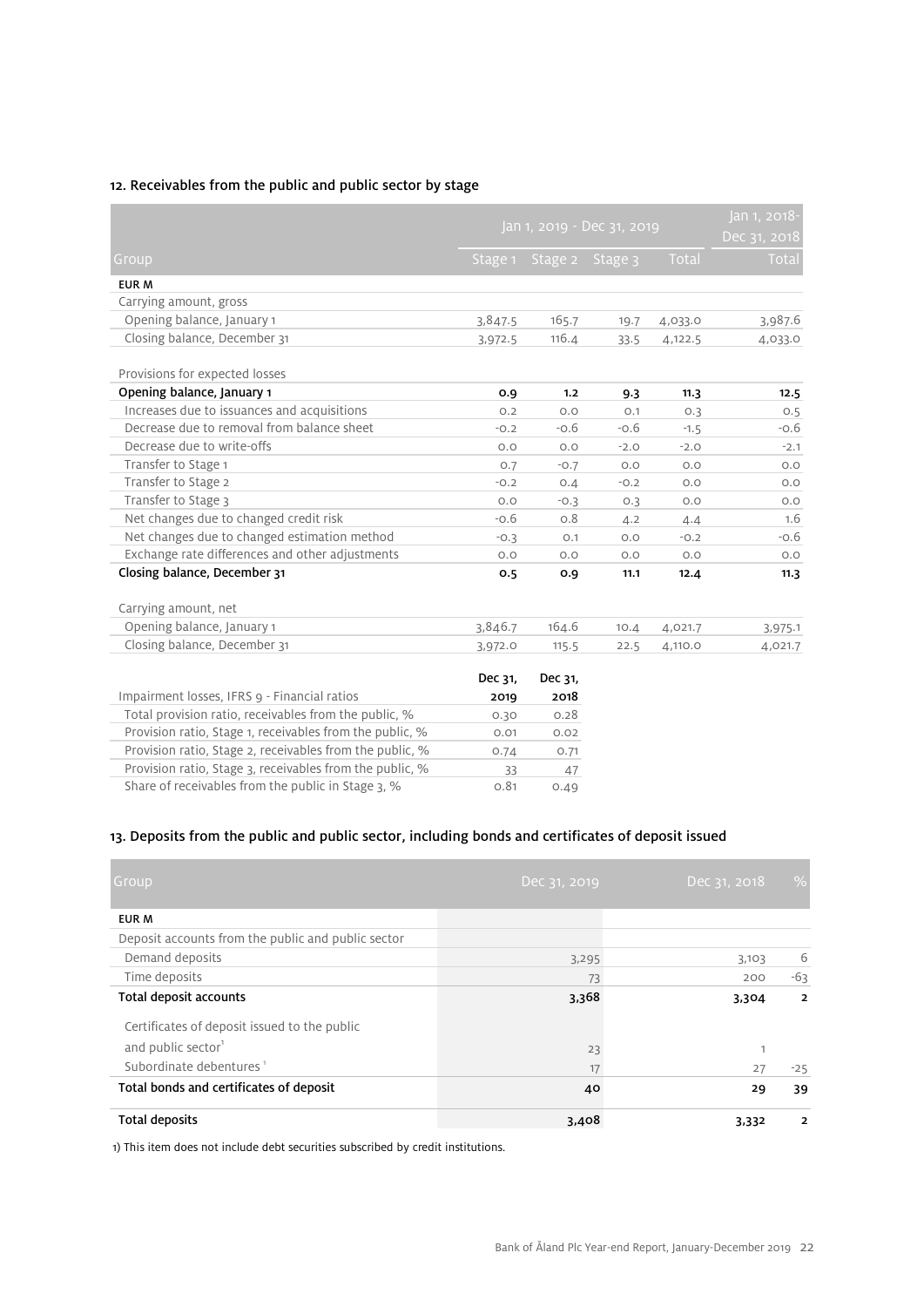## 12. Receivables from the public and public sector by stage

| Group | Jan 1, 2019 - Dec 31, 2019 | | | | Jan 1, 2018-Dec 31, 2018 |
|---|---|---|---|---|---|
| | Stage 1 | Stage 2 | Stage 3 | Total | Total |
| **EUR M** | | | | | |
| Carrying amount, gross | | | | | |
| Opening balance, January 1 | 3,847.5 | 165.7 | 19.7 | 4,033.0 | 3,987.6 |
| Closing balance, December 31 | 3,972.5 | 116.4 | 33.5 | 4,122.5 | 4,033.0 |
| | | | | | |
| Provisions for expected losses | | | | | |
| **Opening balance, January 1** | **0.9** | **1.2** | **9.3** | **11.3** | **12.5** |
| Increases due to issuances and acquisitions | 0.2 | 0.0 | 0.1 | 0.3 | 0.5 |
| Decrease due to removal from balance sheet | -0.2 | -0.6 | -0.6 | -1.5 | -0.6 |
| Decrease due to write-offs | 0.0 | 0.0 | -2.0 | -2.0 | -2.1 |
| Transfer to Stage 1 | 0.7 | -0.7 | 0.0 | 0.0 | 0.0 |
| Transfer to Stage 2 | -0.2 | 0.4 | -0.2 | 0.0 | 0.0 |
| Transfer to Stage 3 | 0.0 | -0.3 | 0.3 | 0.0 | 0.0 |
| Net changes due to changed credit risk | -0.6 | 0.8 | 4.2 | 4.4 | 1.6 |
| Net changes due to changed estimation method | -0.3 | 0.1 | 0.0 | -0.2 | -0.6 |
| Exchange rate differences and other adjustments | 0.0 | 0.0 | 0.0 | 0.0 | 0.0 |
| **Closing balance, December 31** | **0.5** | **0.9** | **11.1** | **12.4** | **11.3** |
| | | | | | |
| Carrying amount, net | | | | | |
| Opening balance, January 1 | 3,846.7 | 164.6 | 10.4 | 4,021.7 | 3,975.1 |
| Closing balance, December 31 | 3,972.0 | 115.5 | 22.5 | 4,110.0 | 4,021.7 |

| Impairment losses, IFRS 9 - Financial ratios | Dec 31, 2019 | Dec 31, 2018 |
|---|---|---|
| Total provision ratio, receivables from the public, % | 0.30 | 0.28 |
| Provision ratio, Stage 1, receivables from the public, % | 0.01 | 0.02 |
| Provision ratio, Stage 2, receivables from the public, % | 0.74 | 0.71 |
| Provision ratio, Stage 3, receivables from the public, % | 33 | 47 |
| Share of receivables from the public in Stage 3, % | 0.81 | 0.49 |

## 13. Deposits from the public and public sector, including bonds and certificates of deposit issued

| Group | Dec 31, 2019 | Dec 31, 2018 | % |
|---|---|---|---|
| **EUR M** | | | |
| Deposit accounts from the public and public sector | | | |
| Demand deposits | 3,295 | 3,103 | 6 |
| Time deposits | 73 | 200 | -63 |
| **Total deposit accounts** | **3,368** | **3,304** | **2** |
| Certificates of deposit issued to the public and public sector[1] | 23 | 1 | |
| Subordinate debentures[1] | 17 | 27 | -25 |
| **Total bonds and certificates of deposit** | **40** | **29** | **39** |
| **Total deposits** | **3,408** | **3,332** | **2** |

1) This item does not include debt securities subscribed by credit institutions.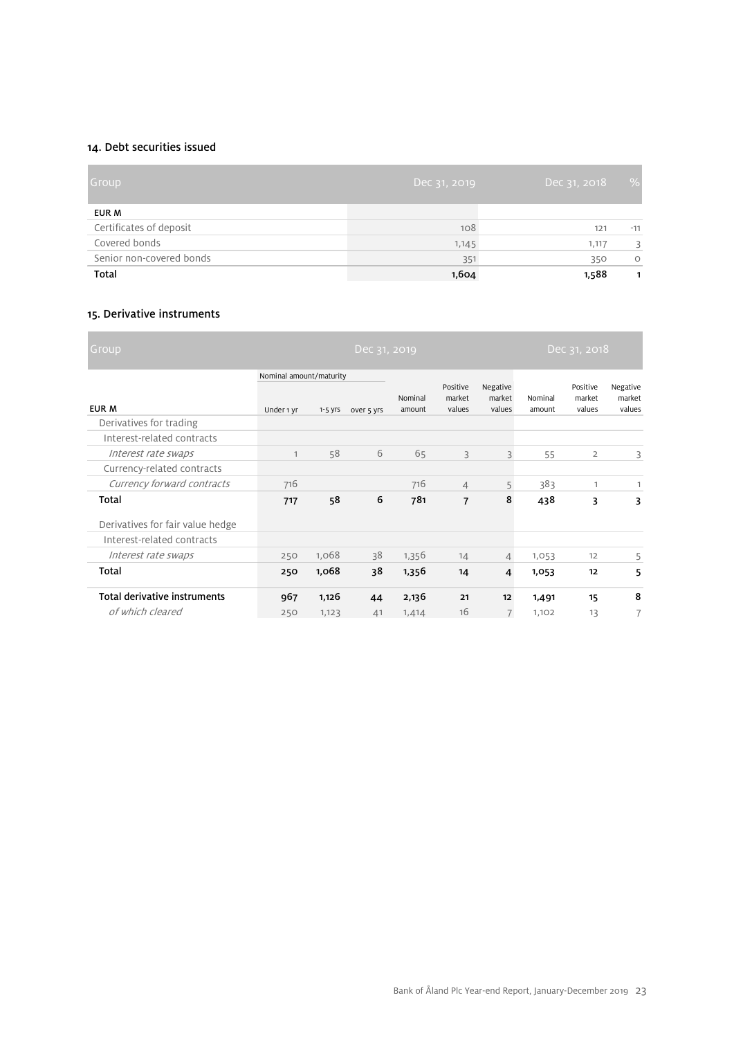## 14. Debt securities issued

| Group | Dec 31, 2019 | Dec 31, 2018 | % |
|---|---|---|---|
| **EUR M** | | | |
| Certificates of deposit | 108 | 121 | -11 |
| Covered bonds | 1,145 | 1,117 | 3 |
| Senior non-covered bonds | 351 | 350 | 0 |
| **Total** | **1,604** | **1,588** | **1** |

## 15. Derivative instruments

| Group | Dec 31, 2019 | | | | | | Dec 31, 2018 | | |
|---|---|---|---|---|---|---|---|---|---|
| | Nominal amount/maturity | | | | | | | | |
| **EUR M** | Under 1 yr | 1-5 yrs | over 5 yrs | Nominal amount | Positive market values | Negative market values | Nominal amount | Positive market values | Negative market values |
| Derivatives for trading | | | | | | | | | |
| Interest-related contracts | | | | | | | | | |
| *Interest rate swaps* | 1 | 58 | 6 | 65 | 3 | 3 | 55 | 2 | 3 |
| Currency-related contracts | | | | | | | | | |
| *Currency forward contracts* | 716 | | | 716 | 4 | 5 | 383 | 1 | 1 |
| **Total** | **717** | **58** | **6** | **781** | **7** | **8** | **438** | **3** | **3** |
| Derivatives for fair value hedge | | | | | | | | | |
| Interest-related contracts | | | | | | | | | |
| *Interest rate swaps* | 250 | 1,068 | 38 | 1,356 | 14 | 4 | 1,053 | 12 | 5 |
| **Total** | **250** | **1,068** | **38** | **1,356** | **14** | **4** | **1,053** | **12** | **5** |
| **Total derivative instruments** | **967** | **1,126** | **44** | **2,136** | **21** | **12** | **1,491** | **15** | **8** |
| *of which cleared* | 250 | 1,123 | 41 | 1,414 | 16 | 7 | 1,102 | 13 | 7 |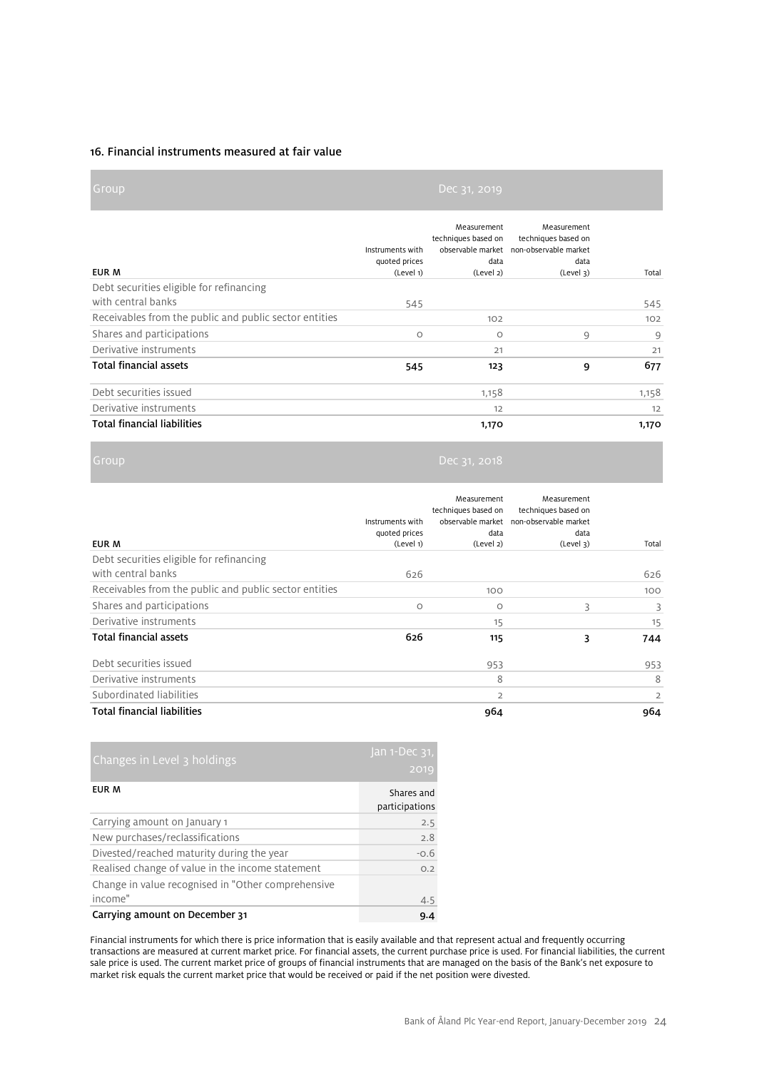## 16. Financial instruments measured at fair value

| Group | Dec 31, 2019 | | | |
|---|---|---|---|---|
| EUR M | Instruments with quoted prices (Level 1) | Measurement techniques based on observable market data (Level 2) | Measurement techniques based on non-observable market data (Level 3) | Total |
| Debt securities eligible for refinancing with central banks | 545 | | | 545 |
| Receivables from the public and public sector entities | | 102 | | 102 |
| Shares and participations | 0 | 0 | 9 | 9 |
| Derivative instruments | | 21 | | 21 |
| **Total financial assets** | **545** | **123** | **9** | **677** |
| Debt securities issued | | 1,158 | | 1,158 |
| Derivative instruments | | 12 | | 12 |
| **Total financial liabilities** | | **1,170** | | **1,170** |

| Group | Dec 31, 2018 | | | |
|---|---|---|---|---|
| EUR M | Instruments with quoted prices (Level 1) | Measurement techniques based on observable market data (Level 2) | Measurement techniques based on non-observable market data (Level 3) | Total |
| Debt securities eligible for refinancing with central banks | 626 | | | 626 |
| Receivables from the public and public sector entities | | 100 | | 100 |
| Shares and participations | 0 | 0 | 3 | 3 |
| Derivative instruments | | 15 | | 15 |
| **Total financial assets** | **626** | **115** | **3** | **744** |
| Debt securities issued | | 953 | | 953 |
| Derivative instruments | | 8 | | 8 |
| Subordinated liabilities | | 2 | | 2 |
| **Total financial liabilities** | | **964** | | **964** |

| Changes in Level 3 holdings | Jan 1-Dec 31, 2019 |
|---|---|
| EUR M | Shares and participations |
| Carrying amount on January 1 | 2.5 |
| New purchases/reclassifications | 2.8 |
| Divested/reached maturity during the year | -0.6 |
| Realised change of value in the income statement | 0.2 |
| Change in value recognised in "Other comprehensive income" | 4.5 |
| **Carrying amount on December 31** | **9.4** |

Financial instruments for which there is price information that is easily available and that represent actual and frequently occurring transactions are measured at current market price. For financial assets, the current purchase price is used. For financial liabilities, the current sale price is used. The current market price of groups of financial instruments that are managed on the basis of the Bank's net exposure to market risk equals the current market price that would be received or paid if the net position were divested.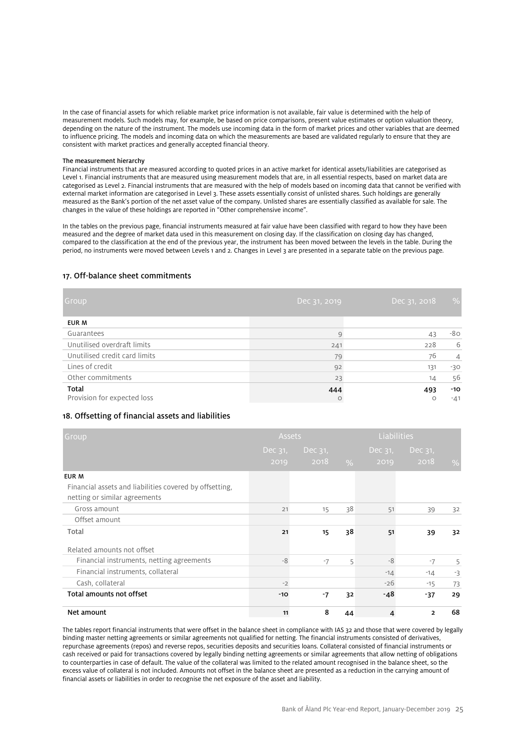In the case of financial assets for which reliable market price information is not available, fair value is determined with the help of measurement models. Such models may, for example, be based on price comparisons, present value estimates or option valuation theory, depending on the nature of the instrument. The models use incoming data in the form of market prices and other variables that are deemed to influence pricing. The models and incoming data on which the measurements are based are validated regularly to ensure that they are consistent with market practices and generally accepted financial theory.

**The measurement hierarchy**

Financial instruments that are measured according to quoted prices in an active market for identical assets/liabilities are categorised as Level 1. Financial instruments that are measured using measurement models that are, in all essential respects, based on market data are categorised as Level 2. Financial instruments that are measured with the help of models based on incoming data that cannot be verified with external market information are categorised in Level 3. These assets essentially consist of unlisted shares. Such holdings are generally measured as the Bank's portion of the net asset value of the company. Unlisted shares are essentially classified as available for sale. The changes in the value of these holdings are reported in "Other comprehensive income".

In the tables on the previous page, financial instruments measured at fair value have been classified with regard to how they have been measured and the degree of market data used in this measurement on closing day. If the classification on closing day has changed, compared to the classification at the end of the previous year, the instrument has been moved between the levels in the table. During the period, no instruments were moved between Levels 1 and 2. Changes in Level 3 are presented in a separate table on the previous page.

## 17. Off-balance sheet commitments

| Group | Dec 31, 2019 | Dec 31, 2018 | % |
|---|---|---|---|
| **EUR M** | | | |
| Guarantees | 9 | 43 | -80 |
| Unutilised overdraft limits | 241 | 228 | 6 |
| Unutilised credit card limits | 79 | 76 | 4 |
| Lines of credit | 92 | 131 | -30 |
| Other commitments | 23 | 14 | 56 |
| **Total** | **444** | **493** | **-10** |
| Provision for expected loss | 0 | 0 | -41 |

## 18. Offsetting of financial assets and liabilities

| Group | Assets | | | Liabilities | | |
|---|---|---|---|---|---|---|
| | Dec 31, 2019 | Dec 31, 2018 | % | Dec 31, 2019 | Dec 31, 2018 | % |
| **EUR M** | | | | | | |
| Financial assets and liabilities covered by offsetting, netting or similar agreements | | | | | | |
| Gross amount | 21 | 15 | 38 | 51 | 39 | 32 |
| Offset amount | | | | | | |
| Total | **21** | **15** | **38** | **51** | **39** | **32** |
| Related amounts not offset | | | | | | |
| Financial instruments, netting agreements | -8 | -7 | 5 | -8 | -7 | 5 |
| Financial instruments, collateral | | | | -14 | -14 | -3 |
| Cash, collateral | -2 | | | -26 | -15 | 73 |
| **Total amounts not offset** | **-10** | **-7** | **32** | **-48** | **-37** | **29** |
| **Net amount** | **11** | **8** | **44** | **4** | **2** | **68** |

The tables report financial instruments that were offset in the balance sheet in compliance with IAS 32 and those that were covered by legally binding master netting agreements or similar agreements not qualified for netting. The financial instruments consisted of derivatives, repurchase agreements (repos) and reverse repos, securities deposits and securities loans. Collateral consisted of financial instruments or cash received or paid for transactions covered by legally binding netting agreements or similar agreements that allow netting of obligations to counterparties in case of default. The value of the collateral was limited to the related amount recognised in the balance sheet, so the excess value of collateral is not included. Amounts not offset in the balance sheet are presented as a reduction in the carrying amount of financial assets or liabilities in order to recognise the net exposure of the asset and liability.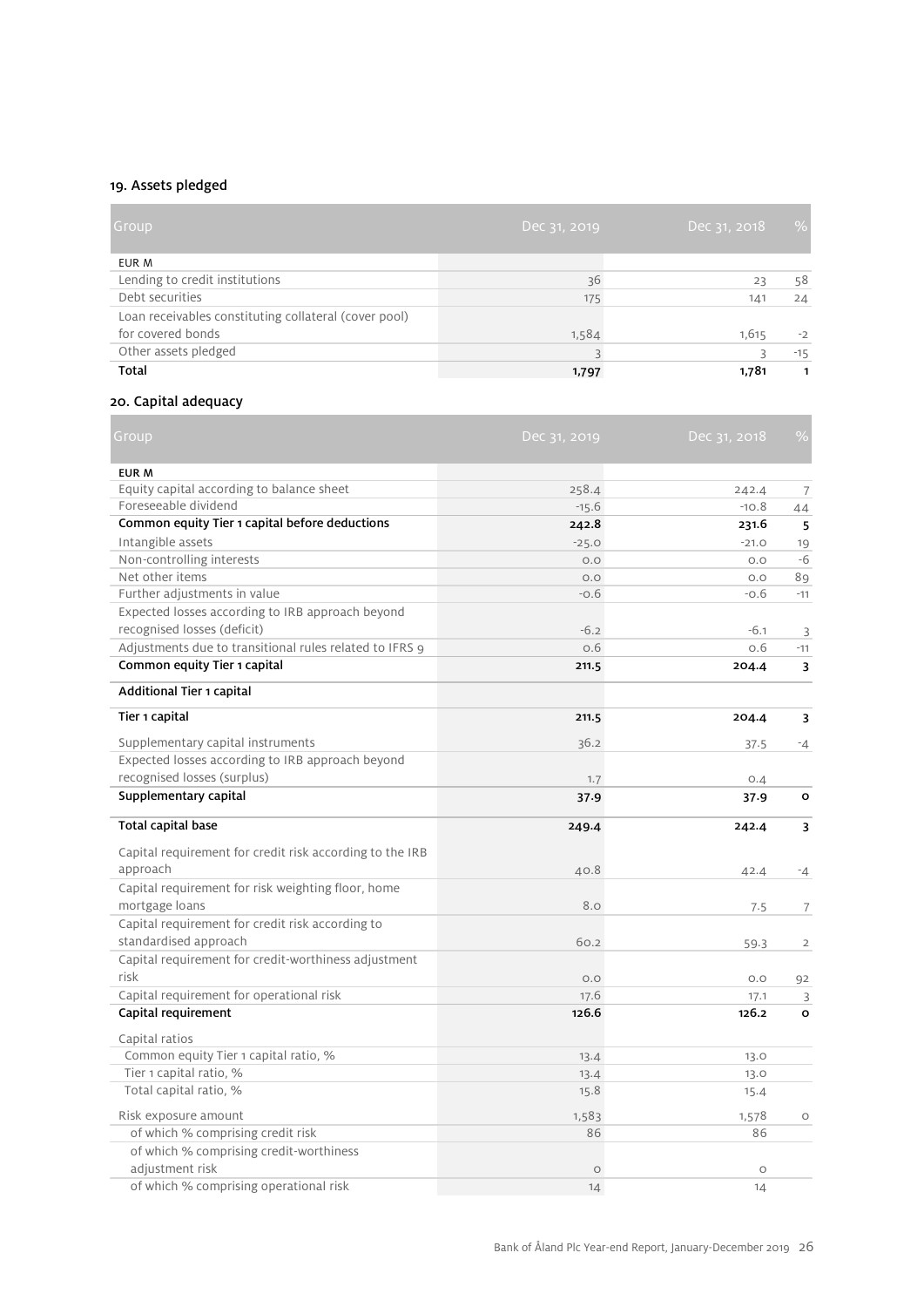## 19. Assets pledged

| Group | Dec 31, 2019 | Dec 31, 2018 | % |
|---|---|---|---|
| EUR M | | | |
| Lending to credit institutions | 36 | 23 | 58 |
| Debt securities | 175 | 141 | 24 |
| Loan receivables constituting collateral (cover pool) for covered bonds | 1,584 | 1,615 | -2 |
| Other assets pledged | 3 | 3 | -15 |
| **Total** | **1,797** | **1,781** | **1** |

## 20. Capital adequacy

| Group | Dec 31, 2019 | Dec 31, 2018 | % |
|---|---|---|---|
| **EUR M** | | | |
| Equity capital according to balance sheet | 258.4 | 242.4 | 7 |
| Foreseeable dividend | -15.6 | -10.8 | 44 |
| **Common equity Tier 1 capital before deductions** | **242.8** | **231.6** | **5** |
| Intangible assets | -25.0 | -21.0 | 19 |
| Non-controlling interests | 0.0 | 0.0 | -6 |
| Net other items | 0.0 | 0.0 | 89 |
| Further adjustments in value | -0.6 | -0.6 | -11 |
| Expected losses according to IRB approach beyond recognised losses (deficit) | -6.2 | -6.1 | 3 |
| Adjustments due to transitional rules related to IFRS 9 | 0.6 | 0.6 | -11 |
| **Common equity Tier 1 capital** | **211.5** | **204.4** | **3** |
| **Additional Tier 1 capital** | | | |
| **Tier 1 capital** | **211.5** | **204.4** | **3** |
| Supplementary capital instruments | 36.2 | 37.5 | -4 |
| Expected losses according to IRB approach beyond recognised losses (surplus) | 1.7 | 0.4 | |
| **Supplementary capital** | **37.9** | **37.9** | **0** |
| **Total capital base** | **249.4** | **242.4** | **3** |
| Capital requirement for credit risk according to the IRB approach | 40.8 | 42.4 | -4 |
| Capital requirement for risk weighting floor, home mortgage loans | 8.0 | 7.5 | 7 |
| Capital requirement for credit risk according to standardised approach | 60.2 | 59.3 | 2 |
| Capital requirement for credit-worthiness adjustment risk | 0.0 | 0.0 | 92 |
| Capital requirement for operational risk | 17.6 | 17.1 | 3 |
| **Capital requirement** | **126.6** | **126.2** | **0** |
| Capital ratios | | | |
| Common equity Tier 1 capital ratio, % | 13.4 | 13.0 | |
| Tier 1 capital ratio, % | 13.4 | 13.0 | |
| Total capital ratio, % | 15.8 | 15.4 | |
| Risk exposure amount | 1,583 | 1,578 | 0 |
| of which % comprising credit risk | 86 | 86 | |
| of which % comprising credit-worthiness adjustment risk | 0 | 0 | |
| of which % comprising operational risk | 14 | 14 | |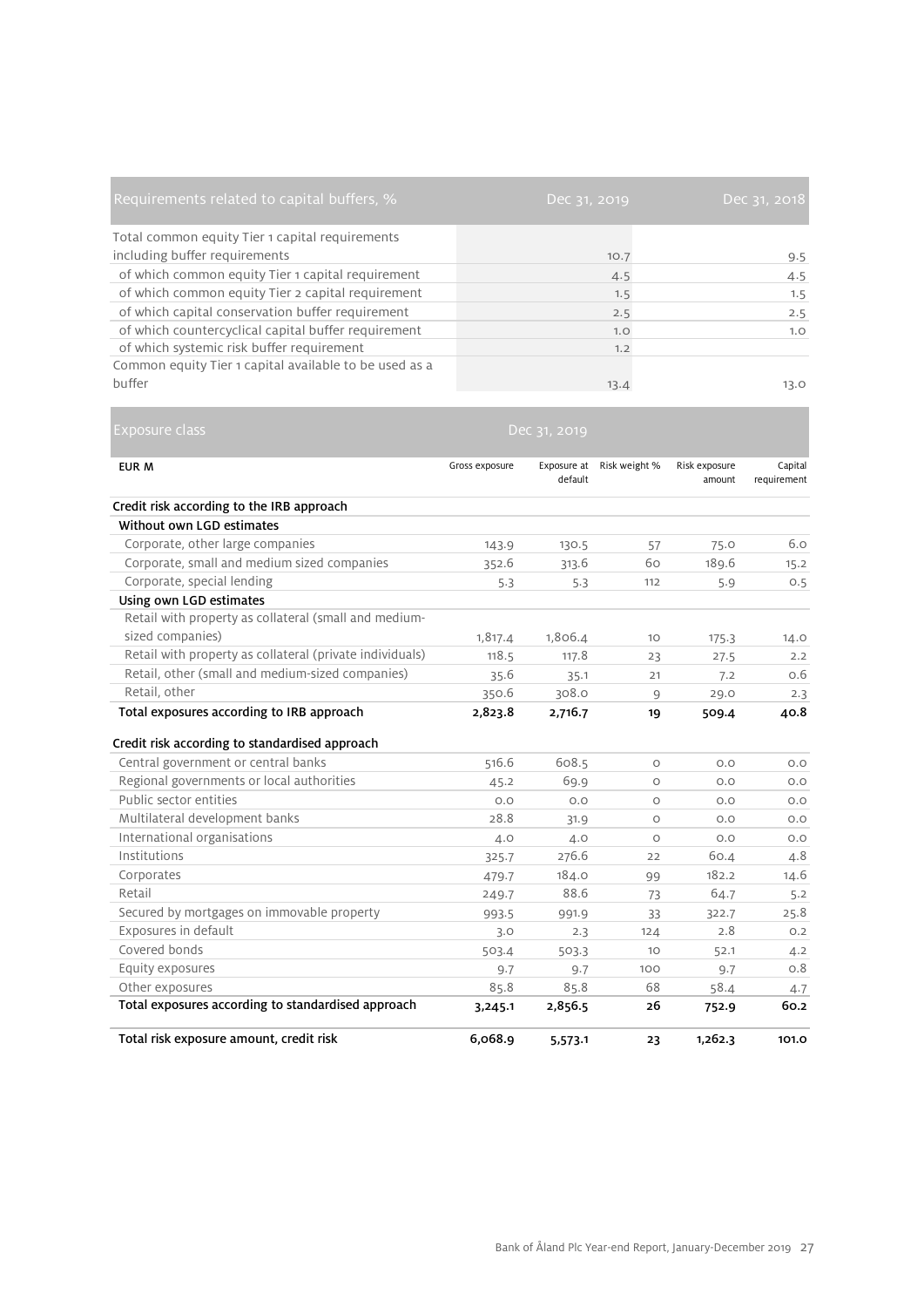| Requirements related to capital buffers, % | Dec 31, 2019 | Dec 31, 2018 |
|---|---|---|
| Total common equity Tier 1 capital requirements including buffer requirements | 10.7 | 9.5 |
| of which common equity Tier 1 capital requirement | 4.5 | 4.5 |
| of which common equity Tier 2 capital requirement | 1.5 | 1.5 |
| of which capital conservation buffer requirement | 2.5 | 2.5 |
| of which countercyclical capital buffer requirement | 1.0 | 1.0 |
| of which systemic risk buffer requirement | 1.2 | |
| Common equity Tier 1 capital available to be used as a buffer | 13.4 | 13.0 |

| Exposure class | Dec 31, 2019 | | | | |
|---|---|---|---|---|---|
| **EUR M** | Gross exposure | Exposure at default | Risk weight % | Risk exposure amount | Capital requirement |
| **Credit risk according to the IRB approach** | | | | | |
| **Without own LGD estimates** | | | | | |
| Corporate, other large companies | 143.9 | 130.5 | 57 | 75.0 | 6.0 |
| Corporate, small and medium sized companies | 352.6 | 313.6 | 60 | 189.6 | 15.2 |
| Corporate, special lending | 5.3 | 5.3 | 112 | 5.9 | 0.5 |
| **Using own LGD estimates** | | | | | |
| Retail with property as collateral (small and medium-sized companies) | 1,817.4 | 1,806.4 | 10 | 175.3 | 14.0 |
| Retail with property as collateral (private individuals) | 118.5 | 117.8 | 23 | 27.5 | 2.2 |
| Retail, other (small and medium-sized companies) | 35.6 | 35.1 | 21 | 7.2 | 0.6 |
| Retail, other | 350.6 | 308.0 | 9 | 29.0 | 2.3 |
| **Total exposures according to IRB approach** | **2,823.8** | **2,716.7** | **19** | **509.4** | **40.8** |
| **Credit risk according to standardised approach** | | | | | |
| Central government or central banks | 516.6 | 608.5 | 0 | 0.0 | 0.0 |
| Regional governments or local authorities | 45.2 | 69.9 | 0 | 0.0 | 0.0 |
| Public sector entities | 0.0 | 0.0 | 0 | 0.0 | 0.0 |
| Multilateral development banks | 28.8 | 31.9 | 0 | 0.0 | 0.0 |
| International organisations | 4.0 | 4.0 | 0 | 0.0 | 0.0 |
| Institutions | 325.7 | 276.6 | 22 | 60.4 | 4.8 |
| Corporates | 479.7 | 184.0 | 99 | 182.2 | 14.6 |
| Retail | 249.7 | 88.6 | 73 | 64.7 | 5.2 |
| Secured by mortgages on immovable property | 993.5 | 991.9 | 33 | 322.7 | 25.8 |
| Exposures in default | 3.0 | 2.3 | 124 | 2.8 | 0.2 |
| Covered bonds | 503.4 | 503.3 | 10 | 52.1 | 4.2 |
| Equity exposures | 9.7 | 9.7 | 100 | 9.7 | 0.8 |
| Other exposures | 85.8 | 85.8 | 68 | 58.4 | 4.7 |
| **Total exposures according to standardised approach** | **3,245.1** | **2,856.5** | **26** | **752.9** | **60.2** |
| **Total risk exposure amount, credit risk** | **6,068.9** | **5,573.1** | **23** | **1,262.3** | **101.0** |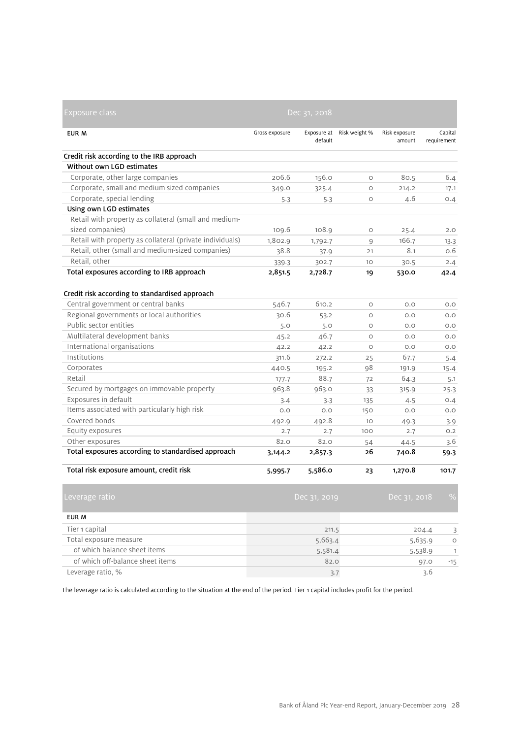| Exposure class | Dec 31, 2018 | | | | |
|---|---|---|---|---|---|
| EUR M | Gross exposure | Exposure at default | Risk weight % | Risk exposure amount | Capital requirement |
| **Credit risk according to the IRB approach** | | | | | |
| **Without own LGD estimates** | | | | | |
| Corporate, other large companies | 206.6 | 156.0 | 0 | 80.5 | 6.4 |
| Corporate, small and medium sized companies | 349.0 | 325.4 | 0 | 214.2 | 17.1 |
| Corporate, special lending | 5.3 | 5.3 | 0 | 4.6 | 0.4 |
| **Using own LGD estimates** | | | | | |
| Retail with property as collateral (small and medium-sized companies) | 109.6 | 108.9 | 0 | 25.4 | 2.0 |
| Retail with property as collateral (private individuals) | 1,802.9 | 1,792.7 | 9 | 166.7 | 13.3 |
| Retail, other (small and medium-sized companies) | 38.8 | 37.9 | 21 | 8.1 | 0.6 |
| Retail, other | 339.3 | 302.7 | 10 | 30.5 | 2.4 |
| **Total exposures according to IRB approach** | **2,851.5** | **2,728.7** | **19** | **530.0** | **42.4** |
| | | | | | |
| **Credit risk according to standardised approach** | | | | | |
| Central government or central banks | 546.7 | 610.2 | 0 | 0.0 | 0.0 |
| Regional governments or local authorities | 30.6 | 53.2 | 0 | 0.0 | 0.0 |
| Public sector entities | 5.0 | 5.0 | 0 | 0.0 | 0.0 |
| Multilateral development banks | 45.2 | 46.7 | 0 | 0.0 | 0.0 |
| International organisations | 42.2 | 42.2 | 0 | 0.0 | 0.0 |
| Institutions | 311.6 | 272.2 | 25 | 67.7 | 5.4 |
| Corporates | 440.5 | 195.2 | 98 | 191.9 | 15.4 |
| Retail | 177.7 | 88.7 | 72 | 64.3 | 5.1 |
| Secured by mortgages on immovable property | 963.8 | 963.0 | 33 | 315.9 | 25.3 |
| Exposures in default | 3.4 | 3.3 | 135 | 4.5 | 0.4 |
| Items associated with particularly high risk | 0.0 | 0.0 | 150 | 0.0 | 0.0 |
| Covered bonds | 492.9 | 492.8 | 10 | 49.3 | 3.9 |
| Equity exposures | 2.7 | 2.7 | 100 | 2.7 | 0.2 |
| Other exposures | 82.0 | 82.0 | 54 | 44.5 | 3.6 |
| **Total exposures according to standardised approach** | **3,144.2** | **2,857.3** | **26** | **740.8** | **59.3** |
| | | | | | |
| **Total risk exposure amount, credit risk** | **5,995.7** | **5,586.0** | **23** | **1,270.8** | **101.7** |

| Leverage ratio | Dec 31, 2019 | Dec 31, 2018 | % |
|---|---|---|---|
| **EUR M** | | | |
| Tier 1 capital | 211.5 | 204.4 | 3 |
| Total exposure measure | 5,663.4 | 5,635.9 | 0 |
| of which balance sheet items | 5,581.4 | 5,538.9 | 1 |
| of which off-balance sheet items | 82.0 | 97.0 | -15 |
| Leverage ratio, % | 3.7 | 3.6 | |

The leverage ratio is calculated according to the situation at the end of the period. Tier 1 capital includes profit for the period.